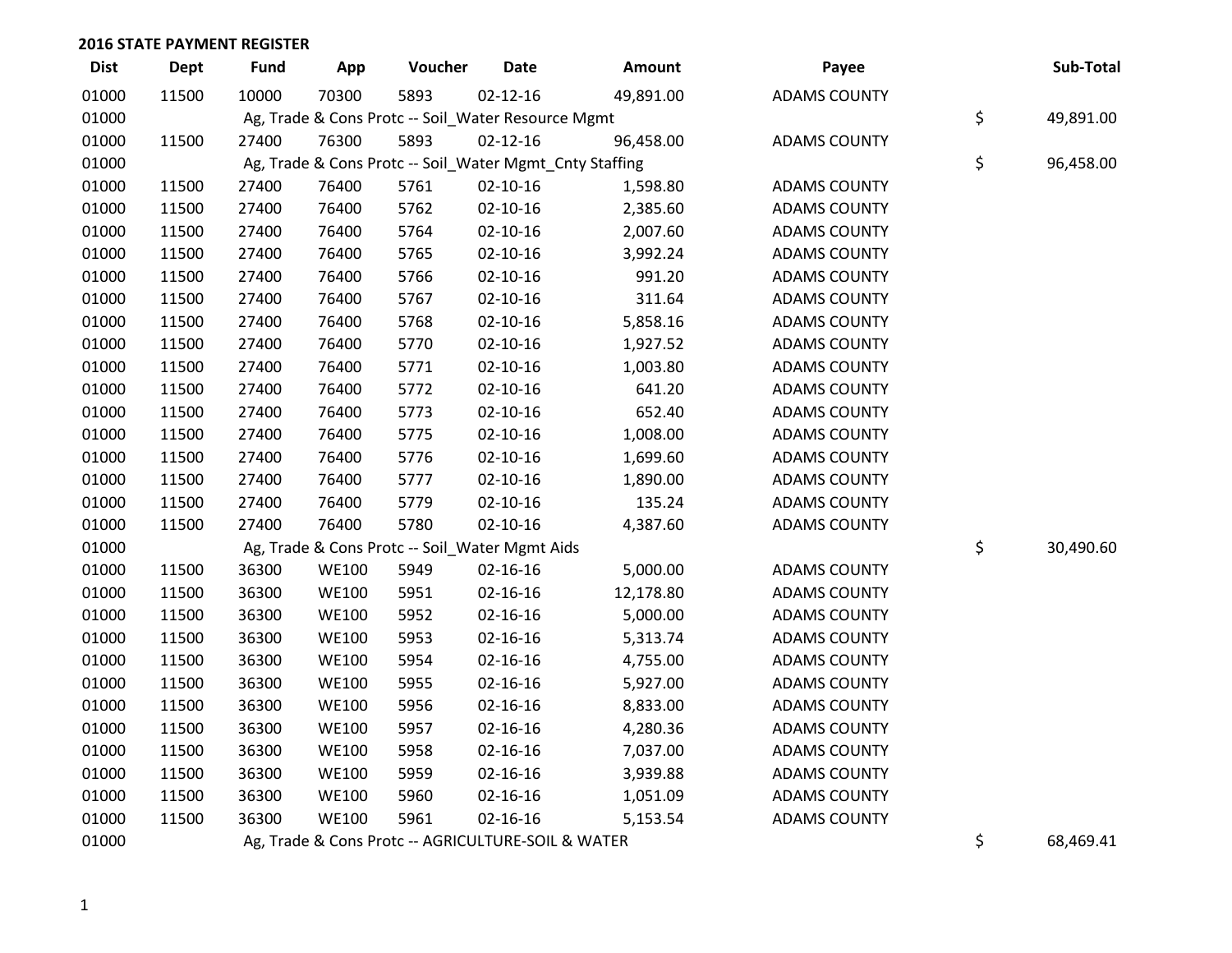## 2016 STATE PAYMENT REGISTER

| Dist | Dept | Fund | App | Voucher | Date | Amount | Payee | Sub-Total |
|---|---|---|---|---|---|---|---|---|
| 01000 | 11500 | 10000 | 70300 | 5893 | 02-12-16 | 49,891.00 | ADAMS COUNTY | |
| 01000 | | Ag, Trade & Cons Protc -- Soil_Water Resource Mgmt | | | | | | $ 49,891.00 |
| 01000 | 11500 | 27400 | 76300 | 5893 | 02-12-16 | 96,458.00 | ADAMS COUNTY | |
| 01000 | | Ag, Trade & Cons Protc -- Soil_Water Mgmt_Cnty Staffing | | | | | | $ 96,458.00 |
| 01000 | 11500 | 27400 | 76400 | 5761 | 02-10-16 | 1,598.80 | ADAMS COUNTY | |
| 01000 | 11500 | 27400 | 76400 | 5762 | 02-10-16 | 2,385.60 | ADAMS COUNTY | |
| 01000 | 11500 | 27400 | 76400 | 5764 | 02-10-16 | 2,007.60 | ADAMS COUNTY | |
| 01000 | 11500 | 27400 | 76400 | 5765 | 02-10-16 | 3,992.24 | ADAMS COUNTY | |
| 01000 | 11500 | 27400 | 76400 | 5766 | 02-10-16 | 991.20 | ADAMS COUNTY | |
| 01000 | 11500 | 27400 | 76400 | 5767 | 02-10-16 | 311.64 | ADAMS COUNTY | |
| 01000 | 11500 | 27400 | 76400 | 5768 | 02-10-16 | 5,858.16 | ADAMS COUNTY | |
| 01000 | 11500 | 27400 | 76400 | 5770 | 02-10-16 | 1,927.52 | ADAMS COUNTY | |
| 01000 | 11500 | 27400 | 76400 | 5771 | 02-10-16 | 1,003.80 | ADAMS COUNTY | |
| 01000 | 11500 | 27400 | 76400 | 5772 | 02-10-16 | 641.20 | ADAMS COUNTY | |
| 01000 | 11500 | 27400 | 76400 | 5773 | 02-10-16 | 652.40 | ADAMS COUNTY | |
| 01000 | 11500 | 27400 | 76400 | 5775 | 02-10-16 | 1,008.00 | ADAMS COUNTY | |
| 01000 | 11500 | 27400 | 76400 | 5776 | 02-10-16 | 1,699.60 | ADAMS COUNTY | |
| 01000 | 11500 | 27400 | 76400 | 5777 | 02-10-16 | 1,890.00 | ADAMS COUNTY | |
| 01000 | 11500 | 27400 | 76400 | 5779 | 02-10-16 | 135.24 | ADAMS COUNTY | |
| 01000 | 11500 | 27400 | 76400 | 5780 | 02-10-16 | 4,387.60 | ADAMS COUNTY | |
| 01000 | | Ag, Trade & Cons Protc -- Soil_Water Mgmt Aids | | | | | | $ 30,490.60 |
| 01000 | 11500 | 36300 | WE100 | 5949 | 02-16-16 | 5,000.00 | ADAMS COUNTY | |
| 01000 | 11500 | 36300 | WE100 | 5951 | 02-16-16 | 12,178.80 | ADAMS COUNTY | |
| 01000 | 11500 | 36300 | WE100 | 5952 | 02-16-16 | 5,000.00 | ADAMS COUNTY | |
| 01000 | 11500 | 36300 | WE100 | 5953 | 02-16-16 | 5,313.74 | ADAMS COUNTY | |
| 01000 | 11500 | 36300 | WE100 | 5954 | 02-16-16 | 4,755.00 | ADAMS COUNTY | |
| 01000 | 11500 | 36300 | WE100 | 5955 | 02-16-16 | 5,927.00 | ADAMS COUNTY | |
| 01000 | 11500 | 36300 | WE100 | 5956 | 02-16-16 | 8,833.00 | ADAMS COUNTY | |
| 01000 | 11500 | 36300 | WE100 | 5957 | 02-16-16 | 4,280.36 | ADAMS COUNTY | |
| 01000 | 11500 | 36300 | WE100 | 5958 | 02-16-16 | 7,037.00 | ADAMS COUNTY | |
| 01000 | 11500 | 36300 | WE100 | 5959 | 02-16-16 | 3,939.88 | ADAMS COUNTY | |
| 01000 | 11500 | 36300 | WE100 | 5960 | 02-16-16 | 1,051.09 | ADAMS COUNTY | |
| 01000 | 11500 | 36300 | WE100 | 5961 | 02-16-16 | 5,153.54 | ADAMS COUNTY | |
| 01000 | | Ag, Trade & Cons Protc -- AGRICULTURE-SOIL & WATER | | | | | | $ 68,469.41 |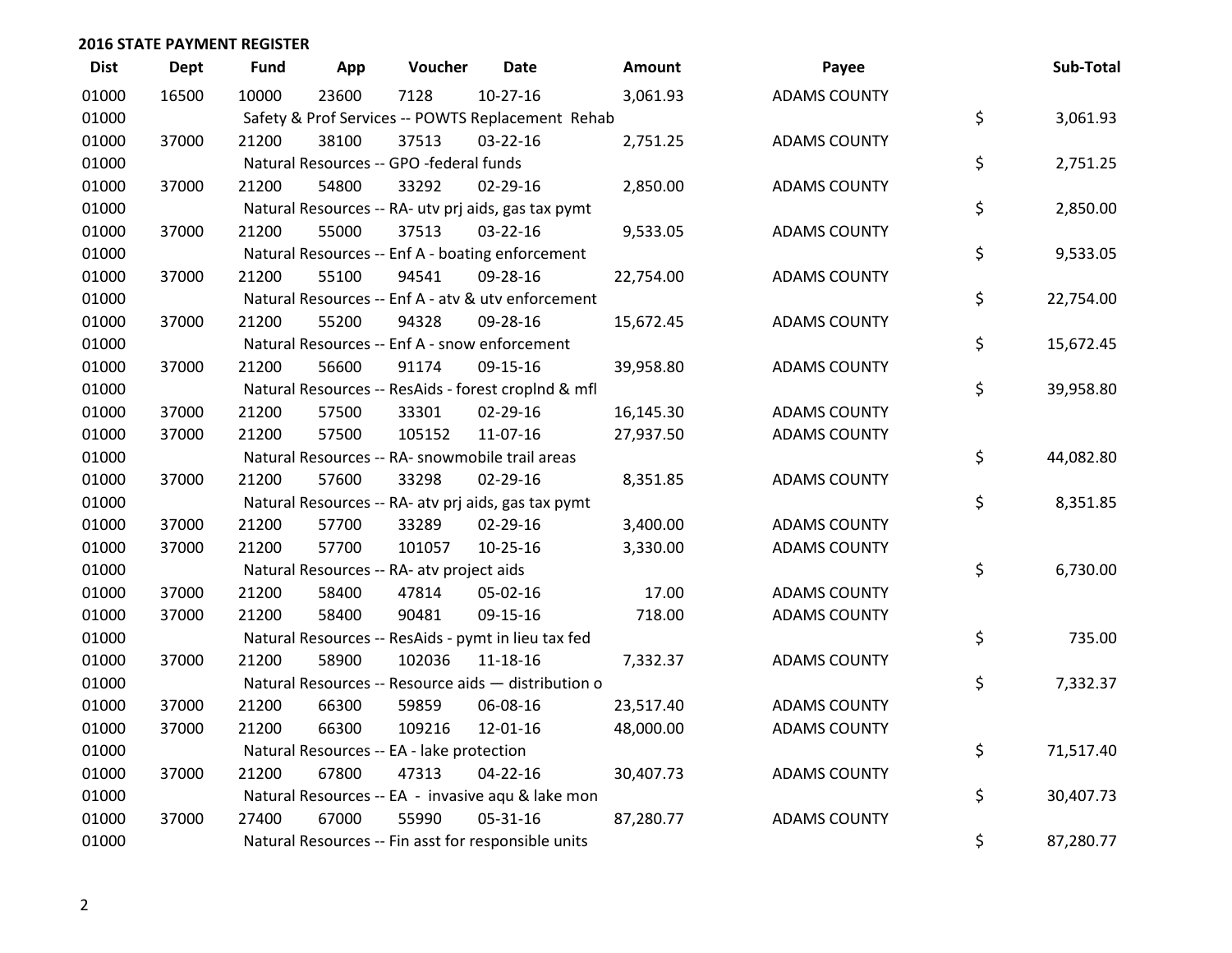## 2016 STATE PAYMENT REGISTER

| Dist | Dept | Fund | App | Voucher | Date | Amount | Payee | Sub-Total |
|---|---|---|---|---|---|---|---|---|
| 01000 | 16500 | 10000 | 23600 | 7128 | 10-27-16 | 3,061.93 | ADAMS COUNTY | |
| 01000 | | Safety & Prof Services -- POWTS Replacement Rehab | | | | | | $ 3,061.93 |
| 01000 | 37000 | 21200 | 38100 | 37513 | 03-22-16 | 2,751.25 | ADAMS COUNTY | |
| 01000 | | Natural Resources -- GPO -federal funds | | | | | | $ 2,751.25 |
| 01000 | 37000 | 21200 | 54800 | 33292 | 02-29-16 | 2,850.00 | ADAMS COUNTY | |
| 01000 | | Natural Resources -- RA- utv prj aids, gas tax pymt | | | | | | $ 2,850.00 |
| 01000 | 37000 | 21200 | 55000 | 37513 | 03-22-16 | 9,533.05 | ADAMS COUNTY | |
| 01000 | | Natural Resources -- Enf A - boating enforcement | | | | | | $ 9,533.05 |
| 01000 | 37000 | 21200 | 55100 | 94541 | 09-28-16 | 22,754.00 | ADAMS COUNTY | |
| 01000 | | Natural Resources -- Enf A - atv & utv enforcement | | | | | | $ 22,754.00 |
| 01000 | 37000 | 21200 | 55200 | 94328 | 09-28-16 | 15,672.45 | ADAMS COUNTY | |
| 01000 | | Natural Resources -- Enf A - snow enforcement | | | | | | $ 15,672.45 |
| 01000 | 37000 | 21200 | 56600 | 91174 | 09-15-16 | 39,958.80 | ADAMS COUNTY | |
| 01000 | | Natural Resources -- ResAids - forest croplnd & mfl | | | | | | $ 39,958.80 |
| 01000 | 37000 | 21200 | 57500 | 33301 | 02-29-16 | 16,145.30 | ADAMS COUNTY | |
| 01000 | 37000 | 21200 | 57500 | 105152 | 11-07-16 | 27,937.50 | ADAMS COUNTY | |
| 01000 | | Natural Resources -- RA- snowmobile trail areas | | | | | | $ 44,082.80 |
| 01000 | 37000 | 21200 | 57600 | 33298 | 02-29-16 | 8,351.85 | ADAMS COUNTY | |
| 01000 | | Natural Resources -- RA- atv prj aids, gas tax pymt | | | | | | $ 8,351.85 |
| 01000 | 37000 | 21200 | 57700 | 33289 | 02-29-16 | 3,400.00 | ADAMS COUNTY | |
| 01000 | 37000 | 21200 | 57700 | 101057 | 10-25-16 | 3,330.00 | ADAMS COUNTY | |
| 01000 | | Natural Resources -- RA- atv project aids | | | | | | $ 6,730.00 |
| 01000 | 37000 | 21200 | 58400 | 47814 | 05-02-16 | 17.00 | ADAMS COUNTY | |
| 01000 | 37000 | 21200 | 58400 | 90481 | 09-15-16 | 718.00 | ADAMS COUNTY | |
| 01000 | | Natural Resources -- ResAids - pymt in lieu tax fed | | | | | | $ 735.00 |
| 01000 | 37000 | 21200 | 58900 | 102036 | 11-18-16 | 7,332.37 | ADAMS COUNTY | |
| 01000 | | Natural Resources -- Resource aids — distribution o | | | | | | $ 7,332.37 |
| 01000 | 37000 | 21200 | 66300 | 59859 | 06-08-16 | 23,517.40 | ADAMS COUNTY | |
| 01000 | 37000 | 21200 | 66300 | 109216 | 12-01-16 | 48,000.00 | ADAMS COUNTY | |
| 01000 | | Natural Resources -- EA - lake protection | | | | | | $ 71,517.40 |
| 01000 | 37000 | 21200 | 67800 | 47313 | 04-22-16 | 30,407.73 | ADAMS COUNTY | |
| 01000 | | Natural Resources -- EA - invasive aqu & lake mon | | | | | | $ 30,407.73 |
| 01000 | 37000 | 27400 | 67000 | 55990 | 05-31-16 | 87,280.77 | ADAMS COUNTY | |
| 01000 | | Natural Resources -- Fin asst for responsible units | | | | | | $ 87,280.77 |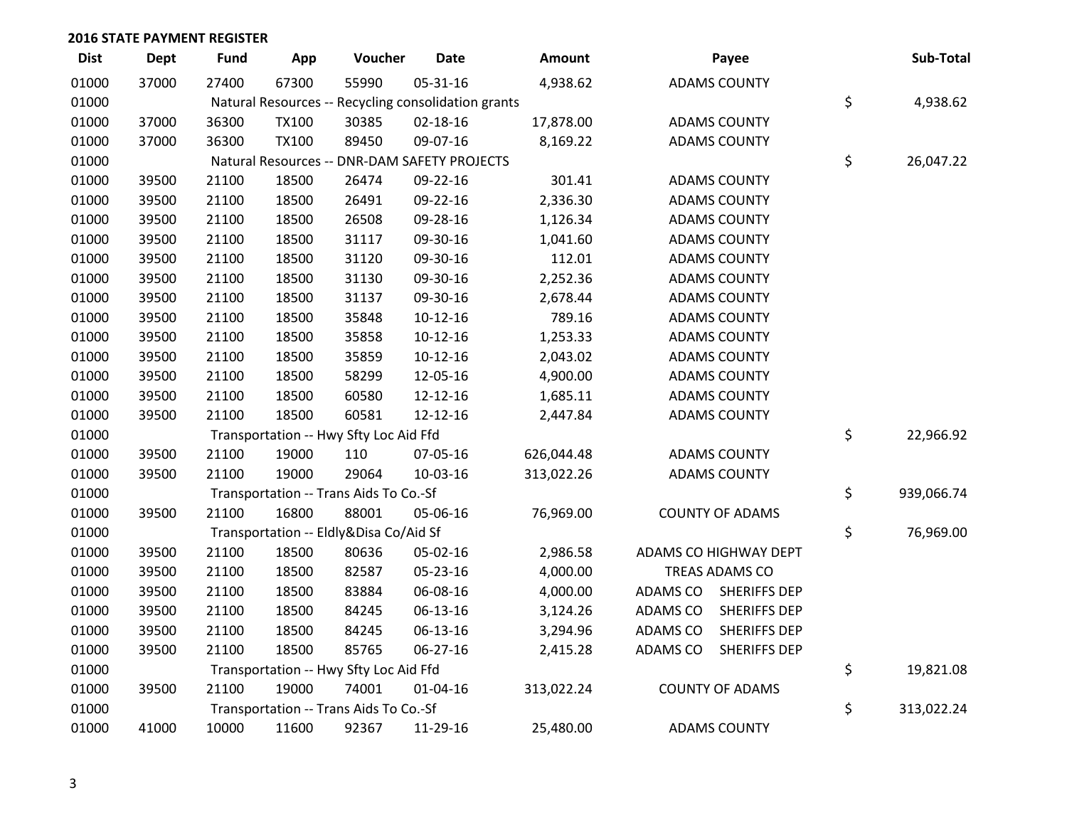**2016 STATE PAYMENT REGISTER**

| Dist | Dept | Fund | App | Voucher | Date | Amount | Payee | | Sub-Total |
|---|---|---|---|---|---|---|---|---|---|
| 01000 | 37000 | 27400 | 67300 | 55990 | 05-31-16 | 4,938.62 | ADAMS COUNTY | | |
| 01000 | | Natural Resources -- Recycling consolidation grants | | | | | | $ | 4,938.62 |
| 01000 | 37000 | 36300 | TX100 | 30385 | 02-18-16 | 17,878.00 | ADAMS COUNTY | | |
| 01000 | 37000 | 36300 | TX100 | 89450 | 09-07-16 | 8,169.22 | ADAMS COUNTY | | |
| 01000 | | Natural Resources -- DNR-DAM SAFETY PROJECTS | | | | | | $ | 26,047.22 |
| 01000 | 39500 | 21100 | 18500 | 26474 | 09-22-16 | 301.41 | ADAMS COUNTY | | |
| 01000 | 39500 | 21100 | 18500 | 26491 | 09-22-16 | 2,336.30 | ADAMS COUNTY | | |
| 01000 | 39500 | 21100 | 18500 | 26508 | 09-28-16 | 1,126.34 | ADAMS COUNTY | | |
| 01000 | 39500 | 21100 | 18500 | 31117 | 09-30-16 | 1,041.60 | ADAMS COUNTY | | |
| 01000 | 39500 | 21100 | 18500 | 31120 | 09-30-16 | 112.01 | ADAMS COUNTY | | |
| 01000 | 39500 | 21100 | 18500 | 31130 | 09-30-16 | 2,252.36 | ADAMS COUNTY | | |
| 01000 | 39500 | 21100 | 18500 | 31137 | 09-30-16 | 2,678.44 | ADAMS COUNTY | | |
| 01000 | 39500 | 21100 | 18500 | 35848 | 10-12-16 | 789.16 | ADAMS COUNTY | | |
| 01000 | 39500 | 21100 | 18500 | 35858 | 10-12-16 | 1,253.33 | ADAMS COUNTY | | |
| 01000 | 39500 | 21100 | 18500 | 35859 | 10-12-16 | 2,043.02 | ADAMS COUNTY | | |
| 01000 | 39500 | 21100 | 18500 | 58299 | 12-05-16 | 4,900.00 | ADAMS COUNTY | | |
| 01000 | 39500 | 21100 | 18500 | 60580 | 12-12-16 | 1,685.11 | ADAMS COUNTY | | |
| 01000 | 39500 | 21100 | 18500 | 60581 | 12-12-16 | 2,447.84 | ADAMS COUNTY | | |
| 01000 | | Transportation -- Hwy Sfty Loc Aid Ffd | | | | | | $ | 22,966.92 |
| 01000 | 39500 | 21100 | 19000 | 110 | 07-05-16 | 626,044.48 | ADAMS COUNTY | | |
| 01000 | 39500 | 21100 | 19000 | 29064 | 10-03-16 | 313,022.26 | ADAMS COUNTY | | |
| 01000 | | Transportation -- Trans Aids To Co.-Sf | | | | | | $ | 939,066.74 |
| 01000 | 39500 | 21100 | 16800 | 88001 | 05-06-16 | 76,969.00 | COUNTY OF ADAMS | | |
| 01000 | | Transportation -- Eldly&Disa Co/Aid Sf | | | | | | $ | 76,969.00 |
| 01000 | 39500 | 21100 | 18500 | 80636 | 05-02-16 | 2,986.58 | ADAMS CO HIGHWAY DEPT | | |
| 01000 | 39500 | 21100 | 18500 | 82587 | 05-23-16 | 4,000.00 | TREAS ADAMS CO | | |
| 01000 | 39500 | 21100 | 18500 | 83884 | 06-08-16 | 4,000.00 | ADAMS CO SHERIFFS DEP | | |
| 01000 | 39500 | 21100 | 18500 | 84245 | 06-13-16 | 3,124.26 | ADAMS CO SHERIFFS DEP | | |
| 01000 | 39500 | 21100 | 18500 | 84245 | 06-13-16 | 3,294.96 | ADAMS CO SHERIFFS DEP | | |
| 01000 | 39500 | 21100 | 18500 | 85765 | 06-27-16 | 2,415.28 | ADAMS CO SHERIFFS DEP | | |
| 01000 | | Transportation -- Hwy Sfty Loc Aid Ffd | | | | | | $ | 19,821.08 |
| 01000 | 39500 | 21100 | 19000 | 74001 | 01-04-16 | 313,022.24 | COUNTY OF ADAMS | | |
| 01000 | | Transportation -- Trans Aids To Co.-Sf | | | | | | $ | 313,022.24 |
| 01000 | 41000 | 10000 | 11600 | 92367 | 11-29-16 | 25,480.00 | ADAMS COUNTY | | |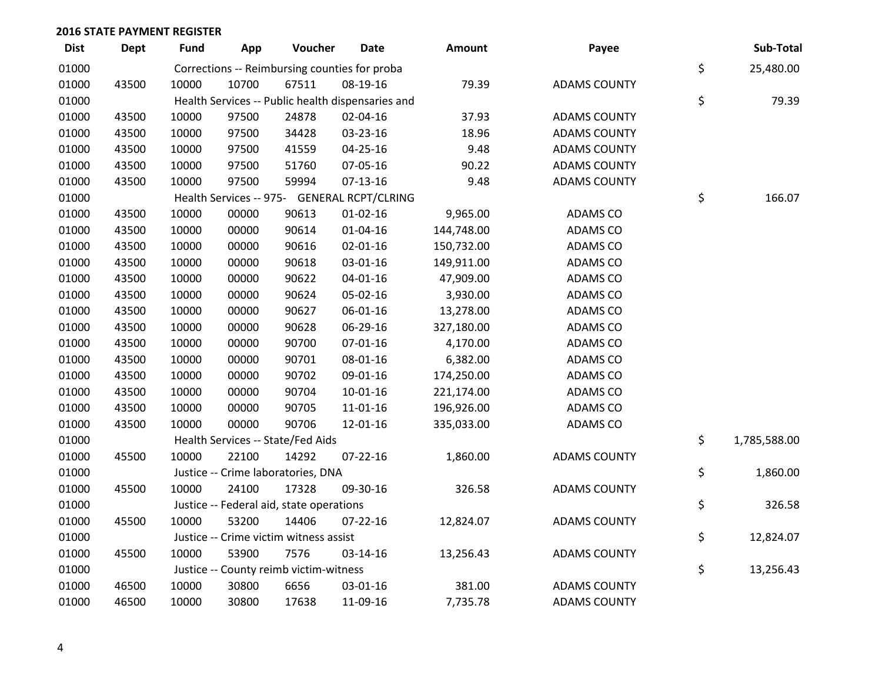**2016 STATE PAYMENT REGISTER**

| Dist | Dept | Fund | App | Voucher | Date | Amount | Payee | | Sub-Total |
|---|---|---|---|---|---|---|---|---|---|
| 01000 | | Corrections -- Reimbursing counties for proba | | | | | | $ | 25,480.00 |
| 01000 | 43500 | 10000 | 10700 | 67511 | 08-19-16 | 79.39 | ADAMS COUNTY | | |
| 01000 | | Health Services -- Public health dispensaries and | | | | | | $ | 79.39 |
| 01000 | 43500 | 10000 | 97500 | 24878 | 02-04-16 | 37.93 | ADAMS COUNTY | | |
| 01000 | 43500 | 10000 | 97500 | 34428 | 03-23-16 | 18.96 | ADAMS COUNTY | | |
| 01000 | 43500 | 10000 | 97500 | 41559 | 04-25-16 | 9.48 | ADAMS COUNTY | | |
| 01000 | 43500 | 10000 | 97500 | 51760 | 07-05-16 | 90.22 | ADAMS COUNTY | | |
| 01000 | 43500 | 10000 | 97500 | 59994 | 07-13-16 | 9.48 | ADAMS COUNTY | | |
| 01000 | | Health Services -- 975- GENERAL RCPT/CLRING | | | | | | $ | 166.07 |
| 01000 | 43500 | 10000 | 00000 | 90613 | 01-02-16 | 9,965.00 | ADAMS CO | | |
| 01000 | 43500 | 10000 | 00000 | 90614 | 01-04-16 | 144,748.00 | ADAMS CO | | |
| 01000 | 43500 | 10000 | 00000 | 90616 | 02-01-16 | 150,732.00 | ADAMS CO | | |
| 01000 | 43500 | 10000 | 00000 | 90618 | 03-01-16 | 149,911.00 | ADAMS CO | | |
| 01000 | 43500 | 10000 | 00000 | 90622 | 04-01-16 | 47,909.00 | ADAMS CO | | |
| 01000 | 43500 | 10000 | 00000 | 90624 | 05-02-16 | 3,930.00 | ADAMS CO | | |
| 01000 | 43500 | 10000 | 00000 | 90627 | 06-01-16 | 13,278.00 | ADAMS CO | | |
| 01000 | 43500 | 10000 | 00000 | 90628 | 06-29-16 | 327,180.00 | ADAMS CO | | |
| 01000 | 43500 | 10000 | 00000 | 90700 | 07-01-16 | 4,170.00 | ADAMS CO | | |
| 01000 | 43500 | 10000 | 00000 | 90701 | 08-01-16 | 6,382.00 | ADAMS CO | | |
| 01000 | 43500 | 10000 | 00000 | 90702 | 09-01-16 | 174,250.00 | ADAMS CO | | |
| 01000 | 43500 | 10000 | 00000 | 90704 | 10-01-16 | 221,174.00 | ADAMS CO | | |
| 01000 | 43500 | 10000 | 00000 | 90705 | 11-01-16 | 196,926.00 | ADAMS CO | | |
| 01000 | 43500 | 10000 | 00000 | 90706 | 12-01-16 | 335,033.00 | ADAMS CO | | |
| 01000 | | Health Services -- State/Fed Aids | | | | | | $ | 1,785,588.00 |
| 01000 | 45500 | 10000 | 22100 | 14292 | 07-22-16 | 1,860.00 | ADAMS COUNTY | | |
| 01000 | | Justice -- Crime laboratories, DNA | | | | | | $ | 1,860.00 |
| 01000 | 45500 | 10000 | 24100 | 17328 | 09-30-16 | 326.58 | ADAMS COUNTY | | |
| 01000 | | Justice -- Federal aid, state operations | | | | | | $ | 326.58 |
| 01000 | 45500 | 10000 | 53200 | 14406 | 07-22-16 | 12,824.07 | ADAMS COUNTY | | |
| 01000 | | Justice -- Crime victim witness assist | | | | | | $ | 12,824.07 |
| 01000 | 45500 | 10000 | 53900 | 7576 | 03-14-16 | 13,256.43 | ADAMS COUNTY | | |
| 01000 | | Justice -- County reimb victim-witness | | | | | | $ | 13,256.43 |
| 01000 | 46500 | 10000 | 30800 | 6656 | 03-01-16 | 381.00 | ADAMS COUNTY | | |
| 01000 | 46500 | 10000 | 30800 | 17638 | 11-09-16 | 7,735.78 | ADAMS COUNTY | | |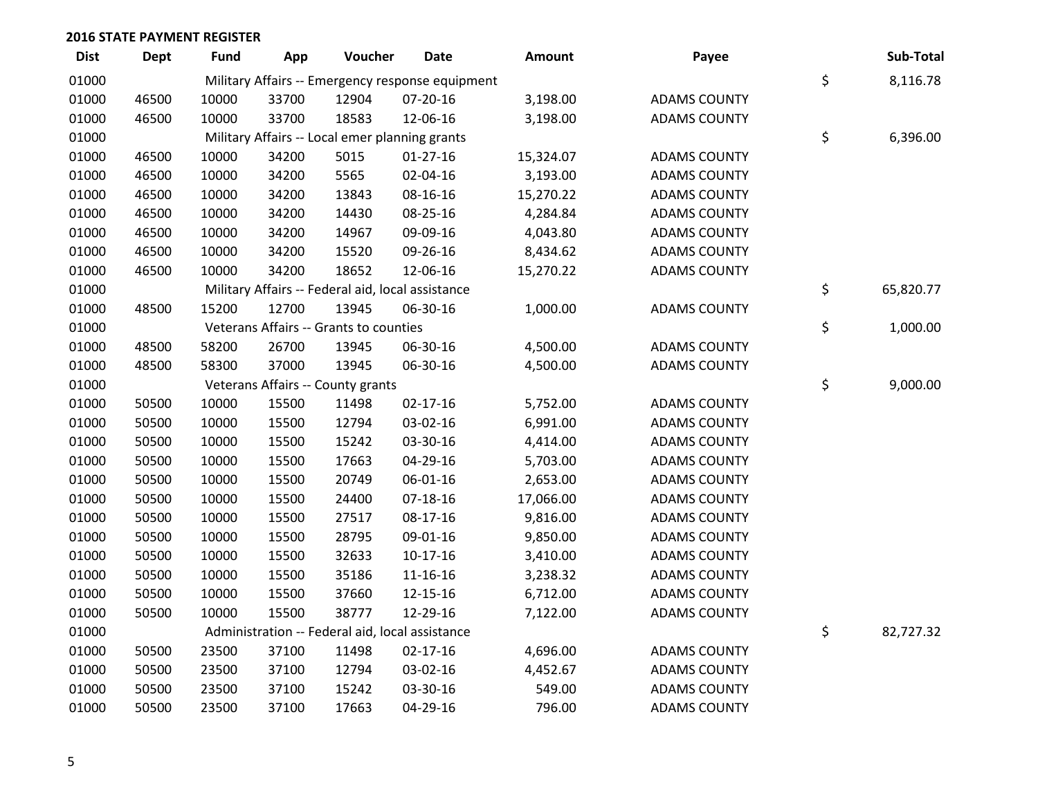**2016 STATE PAYMENT REGISTER**

| Dist | Dept | Fund | App | Voucher | Date | Amount | Payee | | Sub-Total |
|---|---|---|---|---|---|---|---|---|---|
| 01000 | | Military Affairs -- Emergency response equipment | | | | | | $ | 8,116.78 |
| 01000 | 46500 | 10000 | 33700 | 12904 | 07-20-16 | 3,198.00 | ADAMS COUNTY | | |
| 01000 | 46500 | 10000 | 33700 | 18583 | 12-06-16 | 3,198.00 | ADAMS COUNTY | | |
| 01000 | | Military Affairs -- Local emer planning grants | | | | | | $ | 6,396.00 |
| 01000 | 46500 | 10000 | 34200 | 5015 | 01-27-16 | 15,324.07 | ADAMS COUNTY | | |
| 01000 | 46500 | 10000 | 34200 | 5565 | 02-04-16 | 3,193.00 | ADAMS COUNTY | | |
| 01000 | 46500 | 10000 | 34200 | 13843 | 08-16-16 | 15,270.22 | ADAMS COUNTY | | |
| 01000 | 46500 | 10000 | 34200 | 14430 | 08-25-16 | 4,284.84 | ADAMS COUNTY | | |
| 01000 | 46500 | 10000 | 34200 | 14967 | 09-09-16 | 4,043.80 | ADAMS COUNTY | | |
| 01000 | 46500 | 10000 | 34200 | 15520 | 09-26-16 | 8,434.62 | ADAMS COUNTY | | |
| 01000 | 46500 | 10000 | 34200 | 18652 | 12-06-16 | 15,270.22 | ADAMS COUNTY | | |
| 01000 | | Military Affairs -- Federal aid, local assistance | | | | | | $ | 65,820.77 |
| 01000 | 48500 | 15200 | 12700 | 13945 | 06-30-16 | 1,000.00 | ADAMS COUNTY | | |
| 01000 | | Veterans Affairs -- Grants to counties | | | | | | $ | 1,000.00 |
| 01000 | 48500 | 58200 | 26700 | 13945 | 06-30-16 | 4,500.00 | ADAMS COUNTY | | |
| 01000 | 48500 | 58300 | 37000 | 13945 | 06-30-16 | 4,500.00 | ADAMS COUNTY | | |
| 01000 | | Veterans Affairs -- County grants | | | | | | $ | 9,000.00 |
| 01000 | 50500 | 10000 | 15500 | 11498 | 02-17-16 | 5,752.00 | ADAMS COUNTY | | |
| 01000 | 50500 | 10000 | 15500 | 12794 | 03-02-16 | 6,991.00 | ADAMS COUNTY | | |
| 01000 | 50500 | 10000 | 15500 | 15242 | 03-30-16 | 4,414.00 | ADAMS COUNTY | | |
| 01000 | 50500 | 10000 | 15500 | 17663 | 04-29-16 | 5,703.00 | ADAMS COUNTY | | |
| 01000 | 50500 | 10000 | 15500 | 20749 | 06-01-16 | 2,653.00 | ADAMS COUNTY | | |
| 01000 | 50500 | 10000 | 15500 | 24400 | 07-18-16 | 17,066.00 | ADAMS COUNTY | | |
| 01000 | 50500 | 10000 | 15500 | 27517 | 08-17-16 | 9,816.00 | ADAMS COUNTY | | |
| 01000 | 50500 | 10000 | 15500 | 28795 | 09-01-16 | 9,850.00 | ADAMS COUNTY | | |
| 01000 | 50500 | 10000 | 15500 | 32633 | 10-17-16 | 3,410.00 | ADAMS COUNTY | | |
| 01000 | 50500 | 10000 | 15500 | 35186 | 11-16-16 | 3,238.32 | ADAMS COUNTY | | |
| 01000 | 50500 | 10000 | 15500 | 37660 | 12-15-16 | 6,712.00 | ADAMS COUNTY | | |
| 01000 | 50500 | 10000 | 15500 | 38777 | 12-29-16 | 7,122.00 | ADAMS COUNTY | | |
| 01000 | | Administration -- Federal aid, local assistance | | | | | | $ | 82,727.32 |
| 01000 | 50500 | 23500 | 37100 | 11498 | 02-17-16 | 4,696.00 | ADAMS COUNTY | | |
| 01000 | 50500 | 23500 | 37100 | 12794 | 03-02-16 | 4,452.67 | ADAMS COUNTY | | |
| 01000 | 50500 | 23500 | 37100 | 15242 | 03-30-16 | 549.00 | ADAMS COUNTY | | |
| 01000 | 50500 | 23500 | 37100 | 17663 | 04-29-16 | 796.00 | ADAMS COUNTY | | |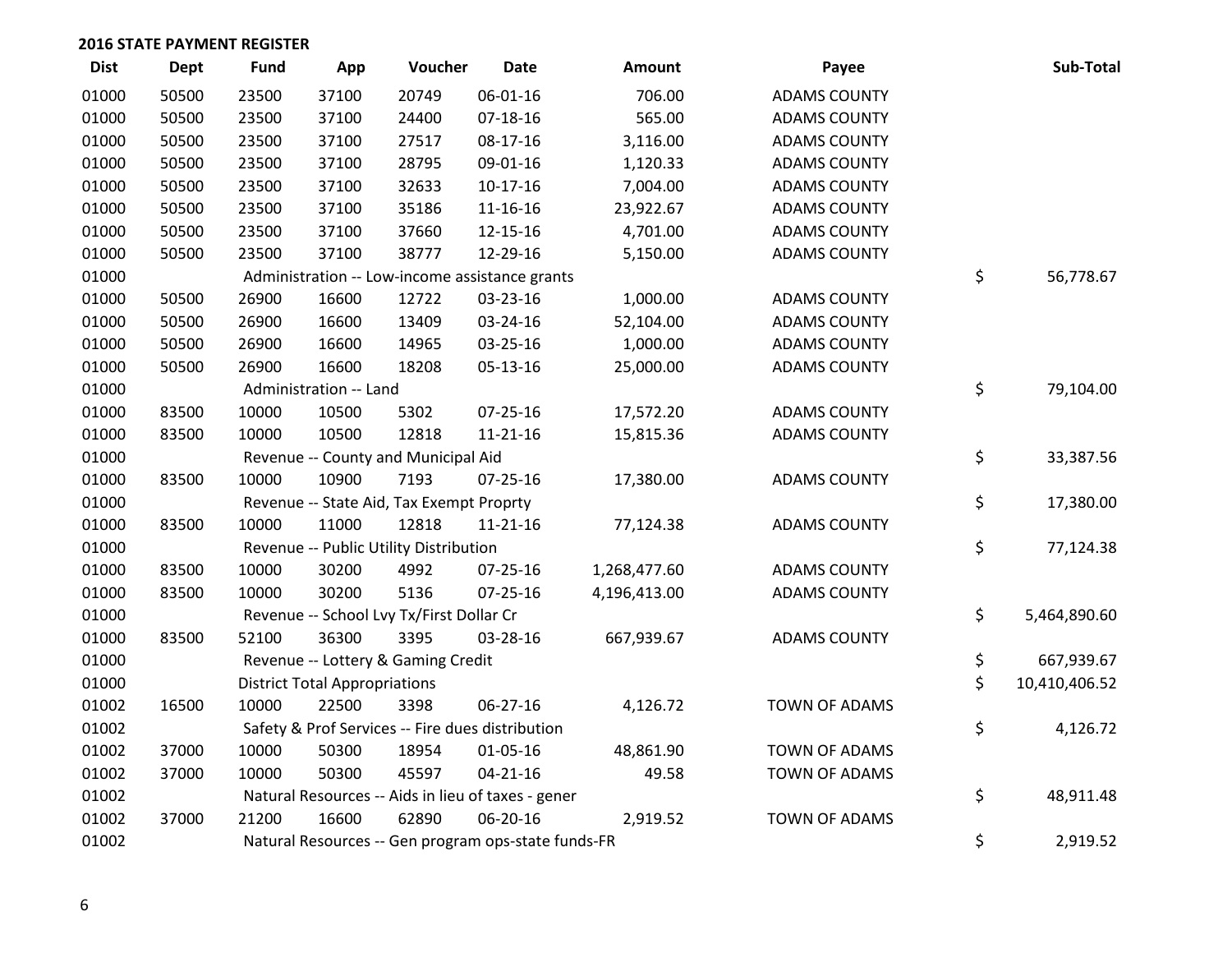**2016 STATE PAYMENT REGISTER**

| Dist | Dept | Fund | App | Voucher | Date | Amount | Payee | Sub-Total |
|---|---|---|---|---|---|---|---|---|
| 01000 | 50500 | 23500 | 37100 | 20749 | 06-01-16 | 706.00 | ADAMS COUNTY | |
| 01000 | 50500 | 23500 | 37100 | 24400 | 07-18-16 | 565.00 | ADAMS COUNTY | |
| 01000 | 50500 | 23500 | 37100 | 27517 | 08-17-16 | 3,116.00 | ADAMS COUNTY | |
| 01000 | 50500 | 23500 | 37100 | 28795 | 09-01-16 | 1,120.33 | ADAMS COUNTY | |
| 01000 | 50500 | 23500 | 37100 | 32633 | 10-17-16 | 7,004.00 | ADAMS COUNTY | |
| 01000 | 50500 | 23500 | 37100 | 35186 | 11-16-16 | 23,922.67 | ADAMS COUNTY | |
| 01000 | 50500 | 23500 | 37100 | 37660 | 12-15-16 | 4,701.00 | ADAMS COUNTY | |
| 01000 | 50500 | 23500 | 37100 | 38777 | 12-29-16 | 5,150.00 | ADAMS COUNTY | |
| 01000 | | Administration -- Low-income assistance grants | | | | | | $ 56,778.67 |
| 01000 | 50500 | 26900 | 16600 | 12722 | 03-23-16 | 1,000.00 | ADAMS COUNTY | |
| 01000 | 50500 | 26900 | 16600 | 13409 | 03-24-16 | 52,104.00 | ADAMS COUNTY | |
| 01000 | 50500 | 26900 | 16600 | 14965 | 03-25-16 | 1,000.00 | ADAMS COUNTY | |
| 01000 | 50500 | 26900 | 16600 | 18208 | 05-13-16 | 25,000.00 | ADAMS COUNTY | |
| 01000 | | Administration -- Land | | | | | | $ 79,104.00 |
| 01000 | 83500 | 10000 | 10500 | 5302 | 07-25-16 | 17,572.20 | ADAMS COUNTY | |
| 01000 | 83500 | 10000 | 10500 | 12818 | 11-21-16 | 15,815.36 | ADAMS COUNTY | |
| 01000 | | Revenue -- County and Municipal Aid | | | | | | $ 33,387.56 |
| 01000 | 83500 | 10000 | 10900 | 7193 | 07-25-16 | 17,380.00 | ADAMS COUNTY | |
| 01000 | | Revenue -- State Aid, Tax Exempt Proprty | | | | | | $ 17,380.00 |
| 01000 | 83500 | 10000 | 11000 | 12818 | 11-21-16 | 77,124.38 | ADAMS COUNTY | |
| 01000 | | Revenue -- Public Utility Distribution | | | | | | $ 77,124.38 |
| 01000 | 83500 | 10000 | 30200 | 4992 | 07-25-16 | 1,268,477.60 | ADAMS COUNTY | |
| 01000 | 83500 | 10000 | 30200 | 5136 | 07-25-16 | 4,196,413.00 | ADAMS COUNTY | |
| 01000 | | Revenue -- School Lvy Tx/First Dollar Cr | | | | | | $ 5,464,890.60 |
| 01000 | 83500 | 52100 | 36300 | 3395 | 03-28-16 | 667,939.67 | ADAMS COUNTY | |
| 01000 | | Revenue -- Lottery & Gaming Credit | | | | | | $ 667,939.67 |
| 01000 | | District Total Appropriations | | | | | | $ 10,410,406.52 |
| 01002 | 16500 | 10000 | 22500 | 3398 | 06-27-16 | 4,126.72 | TOWN OF ADAMS | |
| 01002 | | Safety & Prof Services -- Fire dues distribution | | | | | | $ 4,126.72 |
| 01002 | 37000 | 10000 | 50300 | 18954 | 01-05-16 | 48,861.90 | TOWN OF ADAMS | |
| 01002 | 37000 | 10000 | 50300 | 45597 | 04-21-16 | 49.58 | TOWN OF ADAMS | |
| 01002 | | Natural Resources -- Aids in lieu of taxes - gener | | | | | | $ 48,911.48 |
| 01002 | 37000 | 21200 | 16600 | 62890 | 06-20-16 | 2,919.52 | TOWN OF ADAMS | |
| 01002 | | Natural Resources -- Gen program ops-state funds-FR | | | | | | $ 2,919.52 |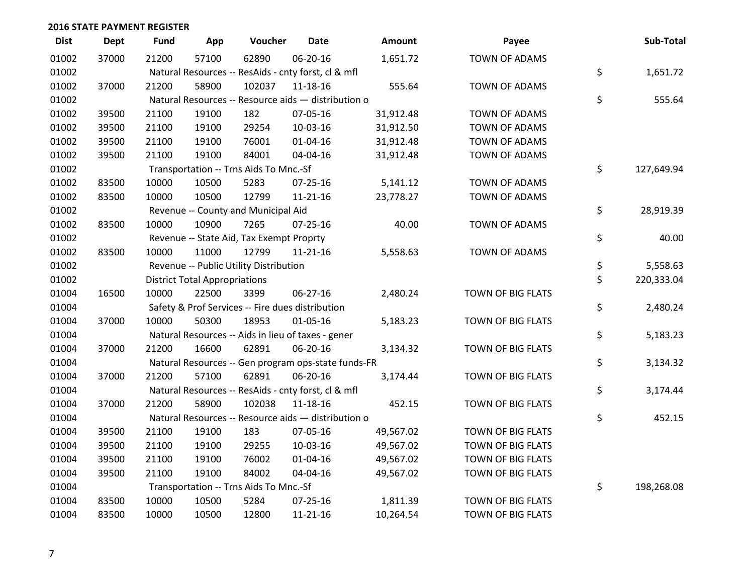## 2016 STATE PAYMENT REGISTER

| Dist | Dept | Fund | App | Voucher | Date | Amount | Payee | Sub-Total |
|---|---|---|---|---|---|---|---|---|
| 01002 | 37000 | 21200 | 57100 | 62890 | 06-20-16 | 1,651.72 | TOWN OF ADAMS | |
| 01002 | | Natural Resources -- ResAids - cnty forst, cl & mfl | | | | | | $ 1,651.72 |
| 01002 | 37000 | 21200 | 58900 | 102037 | 11-18-16 | 555.64 | TOWN OF ADAMS | |
| 01002 | | Natural Resources -- Resource aids — distribution o | | | | | | $ 555.64 |
| 01002 | 39500 | 21100 | 19100 | 182 | 07-05-16 | 31,912.48 | TOWN OF ADAMS | |
| 01002 | 39500 | 21100 | 19100 | 29254 | 10-03-16 | 31,912.50 | TOWN OF ADAMS | |
| 01002 | 39500 | 21100 | 19100 | 76001 | 01-04-16 | 31,912.48 | TOWN OF ADAMS | |
| 01002 | 39500 | 21100 | 19100 | 84001 | 04-04-16 | 31,912.48 | TOWN OF ADAMS | |
| 01002 | | Transportation -- Trns Aids To Mnc.-Sf | | | | | | $ 127,649.94 |
| 01002 | 83500 | 10000 | 10500 | 5283 | 07-25-16 | 5,141.12 | TOWN OF ADAMS | |
| 01002 | 83500 | 10000 | 10500 | 12799 | 11-21-16 | 23,778.27 | TOWN OF ADAMS | |
| 01002 | | Revenue -- County and Municipal Aid | | | | | | $ 28,919.39 |
| 01002 | 83500 | 10000 | 10900 | 7265 | 07-25-16 | 40.00 | TOWN OF ADAMS | |
| 01002 | | Revenue -- State Aid, Tax Exempt Proprty | | | | | | $ 40.00 |
| 01002 | 83500 | 10000 | 11000 | 12799 | 11-21-16 | 5,558.63 | TOWN OF ADAMS | |
| 01002 | | Revenue -- Public Utility Distribution | | | | | | $ 5,558.63 |
| 01002 | | District Total Appropriations | | | | | | $ 220,333.04 |
| 01004 | 16500 | 10000 | 22500 | 3399 | 06-27-16 | 2,480.24 | TOWN OF BIG FLATS | |
| 01004 | | Safety & Prof Services -- Fire dues distribution | | | | | | $ 2,480.24 |
| 01004 | 37000 | 10000 | 50300 | 18953 | 01-05-16 | 5,183.23 | TOWN OF BIG FLATS | |
| 01004 | | Natural Resources -- Aids in lieu of taxes - gener | | | | | | $ 5,183.23 |
| 01004 | 37000 | 21200 | 16600 | 62891 | 06-20-16 | 3,134.32 | TOWN OF BIG FLATS | |
| 01004 | | Natural Resources -- Gen program ops-state funds-FR | | | | | | $ 3,134.32 |
| 01004 | 37000 | 21200 | 57100 | 62891 | 06-20-16 | 3,174.44 | TOWN OF BIG FLATS | |
| 01004 | | Natural Resources -- ResAids - cnty forst, cl & mfl | | | | | | $ 3,174.44 |
| 01004 | 37000 | 21200 | 58900 | 102038 | 11-18-16 | 452.15 | TOWN OF BIG FLATS | |
| 01004 | | Natural Resources -- Resource aids — distribution o | | | | | | $ 452.15 |
| 01004 | 39500 | 21100 | 19100 | 183 | 07-05-16 | 49,567.02 | TOWN OF BIG FLATS | |
| 01004 | 39500 | 21100 | 19100 | 29255 | 10-03-16 | 49,567.02 | TOWN OF BIG FLATS | |
| 01004 | 39500 | 21100 | 19100 | 76002 | 01-04-16 | 49,567.02 | TOWN OF BIG FLATS | |
| 01004 | 39500 | 21100 | 19100 | 84002 | 04-04-16 | 49,567.02 | TOWN OF BIG FLATS | |
| 01004 | | Transportation -- Trns Aids To Mnc.-Sf | | | | | | $ 198,268.08 |
| 01004 | 83500 | 10000 | 10500 | 5284 | 07-25-16 | 1,811.39 | TOWN OF BIG FLATS | |
| 01004 | 83500 | 10000 | 10500 | 12800 | 11-21-16 | 10,264.54 | TOWN OF BIG FLATS | |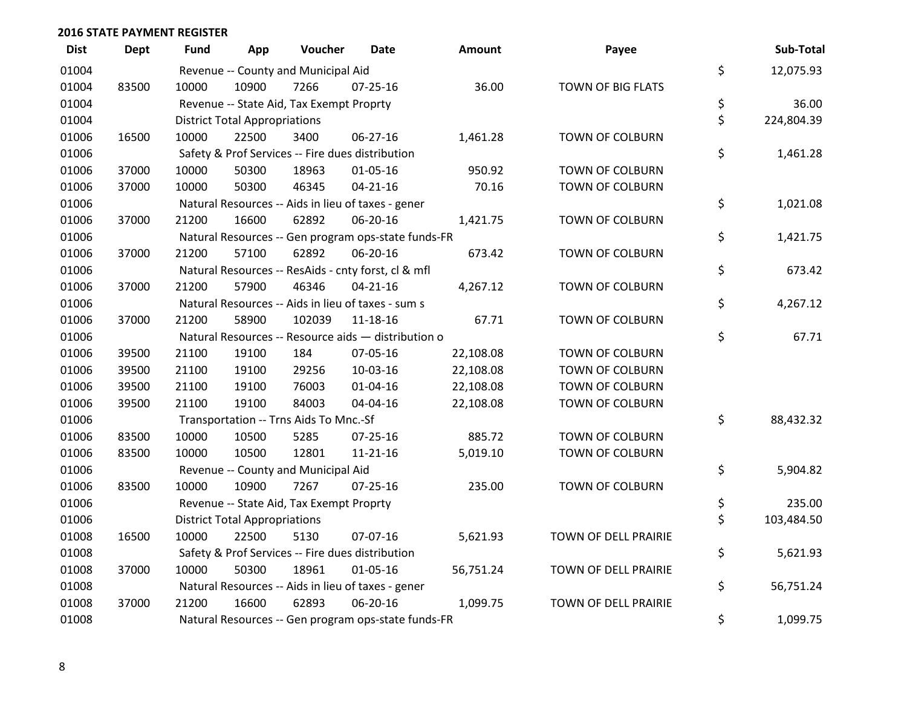## 2016 STATE PAYMENT REGISTER

| Dist | Dept | Fund | App | Voucher | Date | Amount | Payee | Sub-Total |
|---|---|---|---|---|---|---|---|---|
| 01004 | | Revenue -- County and Municipal Aid | | | | | | $ 12,075.93 |
| 01004 | 83500 | 10000 | 10900 | 7266 | 07-25-16 | 36.00 | TOWN OF BIG FLATS | |
| 01004 | | Revenue -- State Aid, Tax Exempt Proprty | | | | | | $ 36.00 |
| 01004 | | District Total Appropriations | | | | | | $ 224,804.39 |
| 01006 | 16500 | 10000 | 22500 | 3400 | 06-27-16 | 1,461.28 | TOWN OF COLBURN | |
| 01006 | | Safety & Prof Services -- Fire dues distribution | | | | | | $ 1,461.28 |
| 01006 | 37000 | 10000 | 50300 | 18963 | 01-05-16 | 950.92 | TOWN OF COLBURN | |
| 01006 | 37000 | 10000 | 50300 | 46345 | 04-21-16 | 70.16 | TOWN OF COLBURN | |
| 01006 | | Natural Resources -- Aids in lieu of taxes - gener | | | | | | $ 1,021.08 |
| 01006 | 37000 | 21200 | 16600 | 62892 | 06-20-16 | 1,421.75 | TOWN OF COLBURN | |
| 01006 | | Natural Resources -- Gen program ops-state funds-FR | | | | | | $ 1,421.75 |
| 01006 | 37000 | 21200 | 57100 | 62892 | 06-20-16 | 673.42 | TOWN OF COLBURN | |
| 01006 | | Natural Resources -- ResAids - cnty forst, cl & mfl | | | | | | $ 673.42 |
| 01006 | 37000 | 21200 | 57900 | 46346 | 04-21-16 | 4,267.12 | TOWN OF COLBURN | |
| 01006 | | Natural Resources -- Aids in lieu of taxes - sum s | | | | | | $ 4,267.12 |
| 01006 | 37000 | 21200 | 58900 | 102039 | 11-18-16 | 67.71 | TOWN OF COLBURN | |
| 01006 | | Natural Resources -- Resource aids — distribution o | | | | | | $ 67.71 |
| 01006 | 39500 | 21100 | 19100 | 184 | 07-05-16 | 22,108.08 | TOWN OF COLBURN | |
| 01006 | 39500 | 21100 | 19100 | 29256 | 10-03-16 | 22,108.08 | TOWN OF COLBURN | |
| 01006 | 39500 | 21100 | 19100 | 76003 | 01-04-16 | 22,108.08 | TOWN OF COLBURN | |
| 01006 | 39500 | 21100 | 19100 | 84003 | 04-04-16 | 22,108.08 | TOWN OF COLBURN | |
| 01006 | | Transportation -- Trns Aids To Mnc.-Sf | | | | | | $ 88,432.32 |
| 01006 | 83500 | 10000 | 10500 | 5285 | 07-25-16 | 885.72 | TOWN OF COLBURN | |
| 01006 | 83500 | 10000 | 10500 | 12801 | 11-21-16 | 5,019.10 | TOWN OF COLBURN | |
| 01006 | | Revenue -- County and Municipal Aid | | | | | | $ 5,904.82 |
| 01006 | 83500 | 10000 | 10900 | 7267 | 07-25-16 | 235.00 | TOWN OF COLBURN | |
| 01006 | | Revenue -- State Aid, Tax Exempt Proprty | | | | | | $ 235.00 |
| 01006 | | District Total Appropriations | | | | | | $ 103,484.50 |
| 01008 | 16500 | 10000 | 22500 | 5130 | 07-07-16 | 5,621.93 | TOWN OF DELL PRAIRIE | |
| 01008 | | Safety & Prof Services -- Fire dues distribution | | | | | | $ 5,621.93 |
| 01008 | 37000 | 10000 | 50300 | 18961 | 01-05-16 | 56,751.24 | TOWN OF DELL PRAIRIE | |
| 01008 | | Natural Resources -- Aids in lieu of taxes - gener | | | | | | $ 56,751.24 |
| 01008 | 37000 | 21200 | 16600 | 62893 | 06-20-16 | 1,099.75 | TOWN OF DELL PRAIRIE | |
| 01008 | | Natural Resources -- Gen program ops-state funds-FR | | | | | | $ 1,099.75 |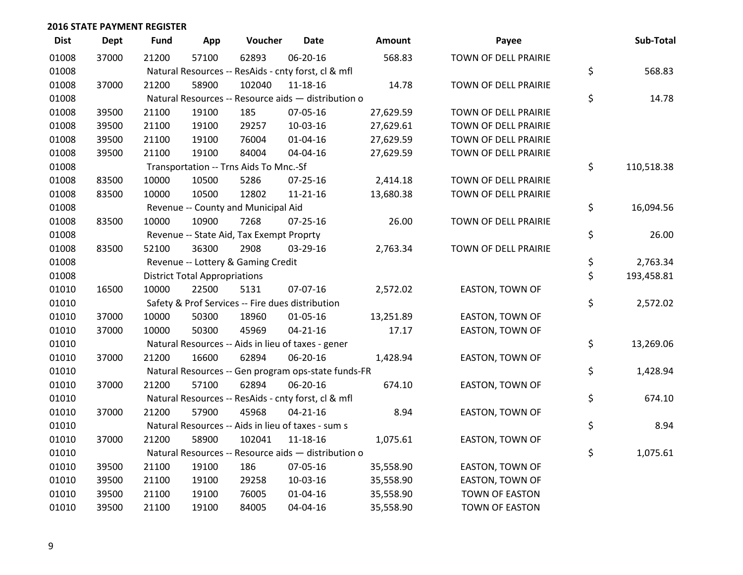## 2016 STATE PAYMENT REGISTER

| Dist | Dept | Fund | App | Voucher | Date | Amount | Payee | Sub-Total |
|---|---|---|---|---|---|---|---|---|
| 01008 | 37000 | 21200 | 57100 | 62893 | 06-20-16 | 568.83 | TOWN OF DELL PRAIRIE | |
| 01008 | | Natural Resources -- ResAids - cnty forst, cl & mfl | | | | | | $ 568.83 |
| 01008 | 37000 | 21200 | 58900 | 102040 | 11-18-16 | 14.78 | TOWN OF DELL PRAIRIE | |
| 01008 | | Natural Resources -- Resource aids — distribution o | | | | | | $ 14.78 |
| 01008 | 39500 | 21100 | 19100 | 185 | 07-05-16 | 27,629.59 | TOWN OF DELL PRAIRIE | |
| 01008 | 39500 | 21100 | 19100 | 29257 | 10-03-16 | 27,629.61 | TOWN OF DELL PRAIRIE | |
| 01008 | 39500 | 21100 | 19100 | 76004 | 01-04-16 | 27,629.59 | TOWN OF DELL PRAIRIE | |
| 01008 | 39500 | 21100 | 19100 | 84004 | 04-04-16 | 27,629.59 | TOWN OF DELL PRAIRIE | |
| 01008 | | Transportation -- Trns Aids To Mnc.-Sf | | | | | | $ 110,518.38 |
| 01008 | 83500 | 10000 | 10500 | 5286 | 07-25-16 | 2,414.18 | TOWN OF DELL PRAIRIE | |
| 01008 | 83500 | 10000 | 10500 | 12802 | 11-21-16 | 13,680.38 | TOWN OF DELL PRAIRIE | |
| 01008 | | Revenue -- County and Municipal Aid | | | | | | $ 16,094.56 |
| 01008 | 83500 | 10000 | 10900 | 7268 | 07-25-16 | 26.00 | TOWN OF DELL PRAIRIE | |
| 01008 | | Revenue -- State Aid, Tax Exempt Proprty | | | | | | $ 26.00 |
| 01008 | 83500 | 52100 | 36300 | 2908 | 03-29-16 | 2,763.34 | TOWN OF DELL PRAIRIE | |
| 01008 | | Revenue -- Lottery & Gaming Credit | | | | | | $ 2,763.34 |
| 01008 | | District Total Appropriations | | | | | | $ 193,458.81 |
| 01010 | 16500 | 10000 | 22500 | 5131 | 07-07-16 | 2,572.02 | EASTON, TOWN OF | |
| 01010 | | Safety & Prof Services -- Fire dues distribution | | | | | | $ 2,572.02 |
| 01010 | 37000 | 10000 | 50300 | 18960 | 01-05-16 | 13,251.89 | EASTON, TOWN OF | |
| 01010 | 37000 | 10000 | 50300 | 45969 | 04-21-16 | 17.17 | EASTON, TOWN OF | |
| 01010 | | Natural Resources -- Aids in lieu of taxes - gener | | | | | | $ 13,269.06 |
| 01010 | 37000 | 21200 | 16600 | 62894 | 06-20-16 | 1,428.94 | EASTON, TOWN OF | |
| 01010 | | Natural Resources -- Gen program ops-state funds-FR | | | | | | $ 1,428.94 |
| 01010 | 37000 | 21200 | 57100 | 62894 | 06-20-16 | 674.10 | EASTON, TOWN OF | |
| 01010 | | Natural Resources -- ResAids - cnty forst, cl & mfl | | | | | | $ 674.10 |
| 01010 | 37000 | 21200 | 57900 | 45968 | 04-21-16 | 8.94 | EASTON, TOWN OF | |
| 01010 | | Natural Resources -- Aids in lieu of taxes - sum s | | | | | | $ 8.94 |
| 01010 | 37000 | 21200 | 58900 | 102041 | 11-18-16 | 1,075.61 | EASTON, TOWN OF | |
| 01010 | | Natural Resources -- Resource aids — distribution o | | | | | | $ 1,075.61 |
| 01010 | 39500 | 21100 | 19100 | 186 | 07-05-16 | 35,558.90 | EASTON, TOWN OF | |
| 01010 | 39500 | 21100 | 19100 | 29258 | 10-03-16 | 35,558.90 | EASTON, TOWN OF | |
| 01010 | 39500 | 21100 | 19100 | 76005 | 01-04-16 | 35,558.90 | TOWN OF EASTON | |
| 01010 | 39500 | 21100 | 19100 | 84005 | 04-04-16 | 35,558.90 | TOWN OF EASTON | |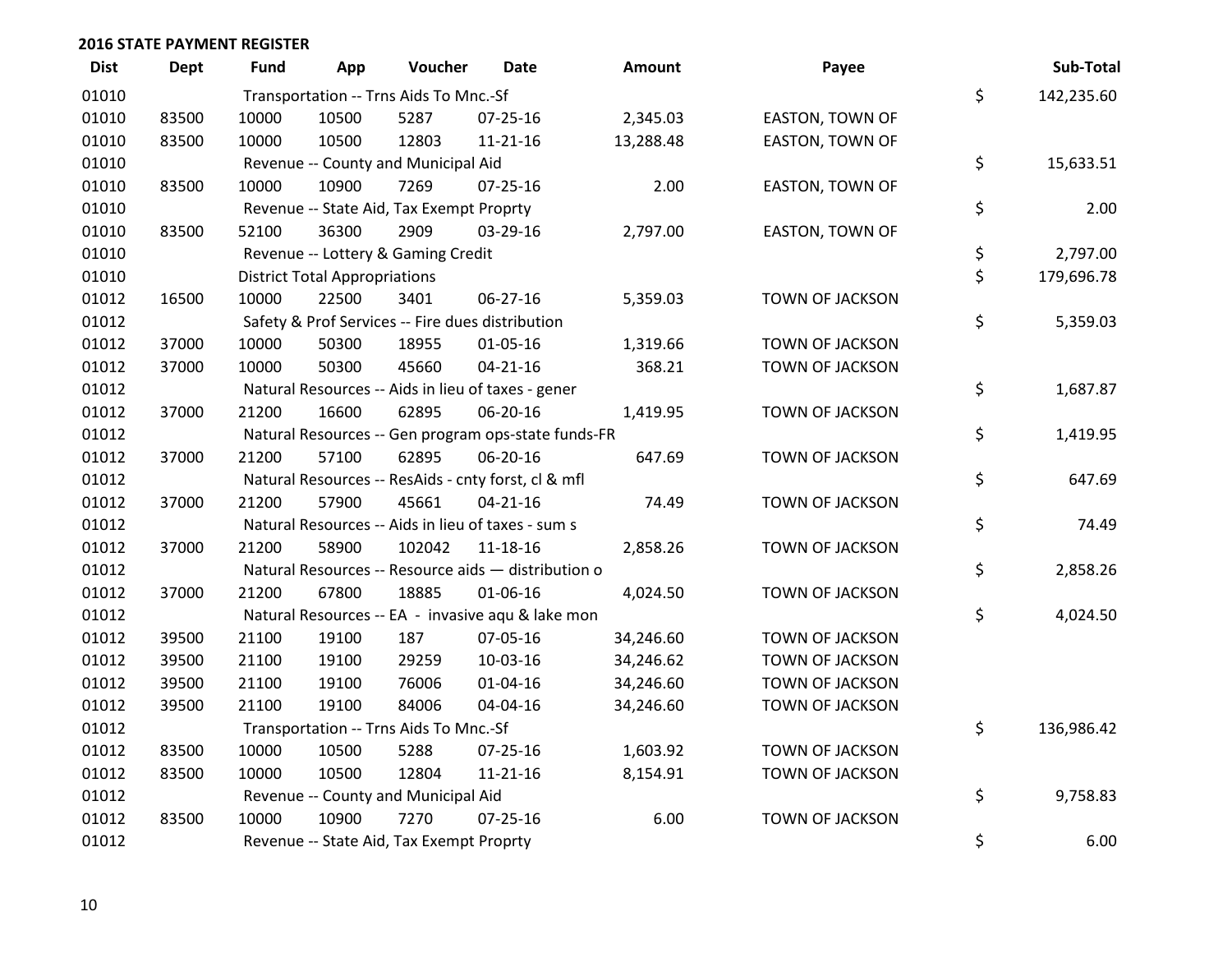**2016 STATE PAYMENT REGISTER**

| Dist | Dept | Fund | App | Voucher | Date | Amount | Payee | | Sub-Total |
|---|---|---|---|---|---|---|---|---|---|
| 01010 | | Transportation -- Trns Aids To Mnc.-Sf | | | | | | $ | 142,235.60 |
| 01010 | 83500 | 10000 | 10500 | 5287 | 07-25-16 | 2,345.03 | EASTON, TOWN OF | | |
| 01010 | 83500 | 10000 | 10500 | 12803 | 11-21-16 | 13,288.48 | EASTON, TOWN OF | | |
| 01010 | | Revenue -- County and Municipal Aid | | | | | | $ | 15,633.51 |
| 01010 | 83500 | 10000 | 10900 | 7269 | 07-25-16 | 2.00 | EASTON, TOWN OF | | |
| 01010 | | Revenue -- State Aid, Tax Exempt Proprty | | | | | | $ | 2.00 |
| 01010 | 83500 | 52100 | 36300 | 2909 | 03-29-16 | 2,797.00 | EASTON, TOWN OF | | |
| 01010 | | Revenue -- Lottery & Gaming Credit | | | | | | $ | 2,797.00 |
| 01010 | | District Total Appropriations | | | | | | $ | 179,696.78 |
| 01012 | 16500 | 10000 | 22500 | 3401 | 06-27-16 | 5,359.03 | TOWN OF JACKSON | | |
| 01012 | | Safety & Prof Services -- Fire dues distribution | | | | | | $ | 5,359.03 |
| 01012 | 37000 | 10000 | 50300 | 18955 | 01-05-16 | 1,319.66 | TOWN OF JACKSON | | |
| 01012 | 37000 | 10000 | 50300 | 45660 | 04-21-16 | 368.21 | TOWN OF JACKSON | | |
| 01012 | | Natural Resources -- Aids in lieu of taxes - gener | | | | | | $ | 1,687.87 |
| 01012 | 37000 | 21200 | 16600 | 62895 | 06-20-16 | 1,419.95 | TOWN OF JACKSON | | |
| 01012 | | Natural Resources -- Gen program ops-state funds-FR | | | | | | $ | 1,419.95 |
| 01012 | 37000 | 21200 | 57100 | 62895 | 06-20-16 | 647.69 | TOWN OF JACKSON | | |
| 01012 | | Natural Resources -- ResAids - cnty forst, cl & mfl | | | | | | $ | 647.69 |
| 01012 | 37000 | 21200 | 57900 | 45661 | 04-21-16 | 74.49 | TOWN OF JACKSON | | |
| 01012 | | Natural Resources -- Aids in lieu of taxes - sum s | | | | | | $ | 74.49 |
| 01012 | 37000 | 21200 | 58900 | 102042 | 11-18-16 | 2,858.26 | TOWN OF JACKSON | | |
| 01012 | | Natural Resources -- Resource aids — distribution o | | | | | | $ | 2,858.26 |
| 01012 | 37000 | 21200 | 67800 | 18885 | 01-06-16 | 4,024.50 | TOWN OF JACKSON | | |
| 01012 | | Natural Resources -- EA - invasive aqu & lake mon | | | | | | $ | 4,024.50 |
| 01012 | 39500 | 21100 | 19100 | 187 | 07-05-16 | 34,246.60 | TOWN OF JACKSON | | |
| 01012 | 39500 | 21100 | 19100 | 29259 | 10-03-16 | 34,246.62 | TOWN OF JACKSON | | |
| 01012 | 39500 | 21100 | 19100 | 76006 | 01-04-16 | 34,246.60 | TOWN OF JACKSON | | |
| 01012 | 39500 | 21100 | 19100 | 84006 | 04-04-16 | 34,246.60 | TOWN OF JACKSON | | |
| 01012 | | Transportation -- Trns Aids To Mnc.-Sf | | | | | | $ | 136,986.42 |
| 01012 | 83500 | 10000 | 10500 | 5288 | 07-25-16 | 1,603.92 | TOWN OF JACKSON | | |
| 01012 | 83500 | 10000 | 10500 | 12804 | 11-21-16 | 8,154.91 | TOWN OF JACKSON | | |
| 01012 | | Revenue -- County and Municipal Aid | | | | | | $ | 9,758.83 |
| 01012 | 83500 | 10000 | 10900 | 7270 | 07-25-16 | 6.00 | TOWN OF JACKSON | | |
| 01012 | | Revenue -- State Aid, Tax Exempt Proprty | | | | | | $ | 6.00 |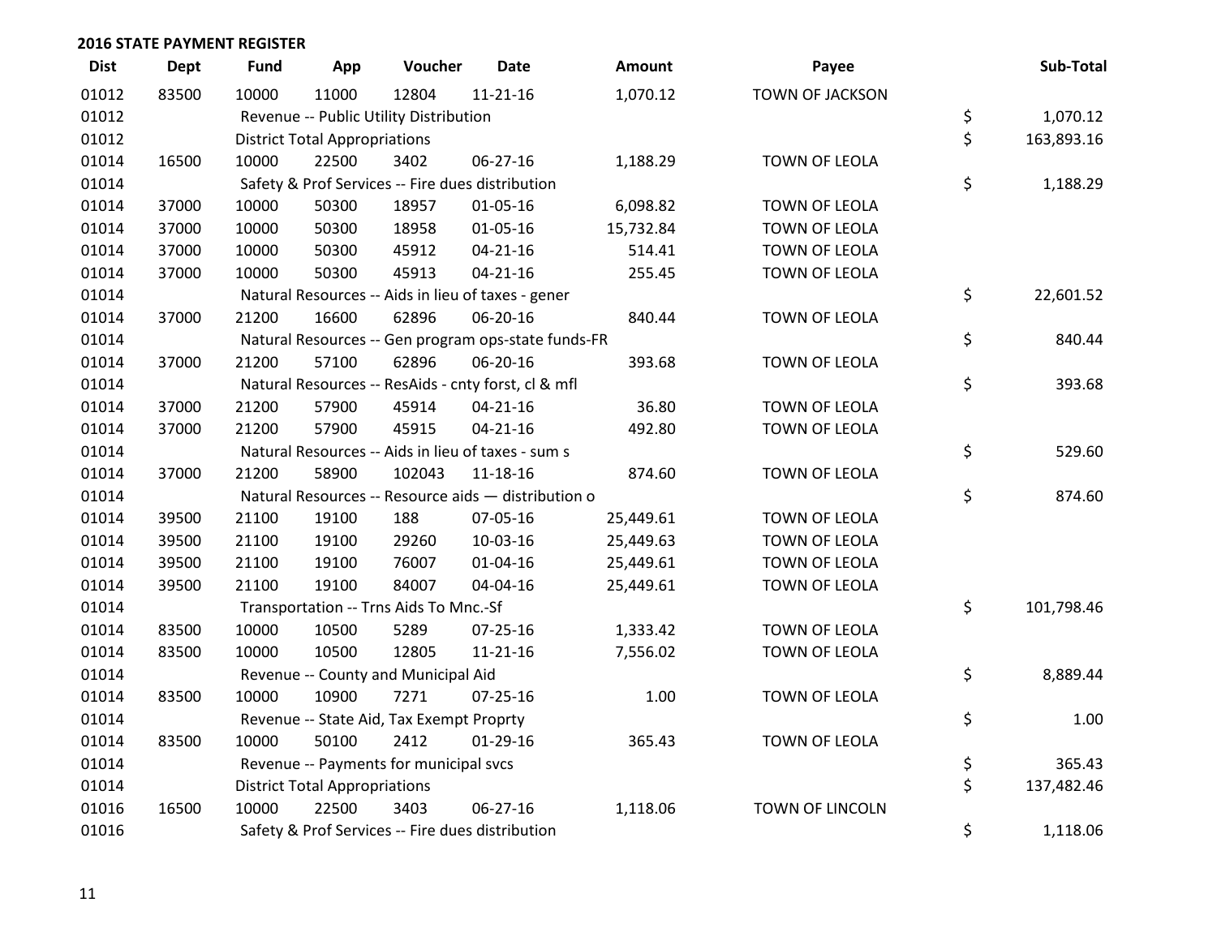## 2016 STATE PAYMENT REGISTER

| Dist | Dept | Fund | App | Voucher | Date | Amount | Payee | Sub-Total |
|---|---|---|---|---|---|---|---|---|
| 01012 | 83500 | 10000 | 11000 | 12804 | 11-21-16 | 1,070.12 | TOWN OF JACKSON | |
| 01012 | | Revenue -- Public Utility Distribution | | | | | | $ 1,070.12 |
| 01012 | | District Total Appropriations | | | | | | $ 163,893.16 |
| 01014 | 16500 | 10000 | 22500 | 3402 | 06-27-16 | 1,188.29 | TOWN OF LEOLA | |
| 01014 | | Safety & Prof Services -- Fire dues distribution | | | | | | $ 1,188.29 |
| 01014 | 37000 | 10000 | 50300 | 18957 | 01-05-16 | 6,098.82 | TOWN OF LEOLA | |
| 01014 | 37000 | 10000 | 50300 | 18958 | 01-05-16 | 15,732.84 | TOWN OF LEOLA | |
| 01014 | 37000 | 10000 | 50300 | 45912 | 04-21-16 | 514.41 | TOWN OF LEOLA | |
| 01014 | 37000 | 10000 | 50300 | 45913 | 04-21-16 | 255.45 | TOWN OF LEOLA | |
| 01014 | | Natural Resources -- Aids in lieu of taxes - gener | | | | | | $ 22,601.52 |
| 01014 | 37000 | 21200 | 16600 | 62896 | 06-20-16 | 840.44 | TOWN OF LEOLA | |
| 01014 | | Natural Resources -- Gen program ops-state funds-FR | | | | | | $ 840.44 |
| 01014 | 37000 | 21200 | 57100 | 62896 | 06-20-16 | 393.68 | TOWN OF LEOLA | |
| 01014 | | Natural Resources -- ResAids - cnty forst, cl & mfl | | | | | | $ 393.68 |
| 01014 | 37000 | 21200 | 57900 | 45914 | 04-21-16 | 36.80 | TOWN OF LEOLA | |
| 01014 | 37000 | 21200 | 57900 | 45915 | 04-21-16 | 492.80 | TOWN OF LEOLA | |
| 01014 | | Natural Resources -- Aids in lieu of taxes - sum s | | | | | | $ 529.60 |
| 01014 | 37000 | 21200 | 58900 | 102043 | 11-18-16 | 874.60 | TOWN OF LEOLA | |
| 01014 | | Natural Resources -- Resource aids — distribution o | | | | | | $ 874.60 |
| 01014 | 39500 | 21100 | 19100 | 188 | 07-05-16 | 25,449.61 | TOWN OF LEOLA | |
| 01014 | 39500 | 21100 | 19100 | 29260 | 10-03-16 | 25,449.63 | TOWN OF LEOLA | |
| 01014 | 39500 | 21100 | 19100 | 76007 | 01-04-16 | 25,449.61 | TOWN OF LEOLA | |
| 01014 | 39500 | 21100 | 19100 | 84007 | 04-04-16 | 25,449.61 | TOWN OF LEOLA | |
| 01014 | | Transportation -- Trns Aids To Mnc.-Sf | | | | | | $ 101,798.46 |
| 01014 | 83500 | 10000 | 10500 | 5289 | 07-25-16 | 1,333.42 | TOWN OF LEOLA | |
| 01014 | 83500 | 10000 | 10500 | 12805 | 11-21-16 | 7,556.02 | TOWN OF LEOLA | |
| 01014 | | Revenue -- County and Municipal Aid | | | | | | $ 8,889.44 |
| 01014 | 83500 | 10000 | 10900 | 7271 | 07-25-16 | 1.00 | TOWN OF LEOLA | |
| 01014 | | Revenue -- State Aid, Tax Exempt Proprty | | | | | | $ 1.00 |
| 01014 | 83500 | 10000 | 50100 | 2412 | 01-29-16 | 365.43 | TOWN OF LEOLA | |
| 01014 | | Revenue -- Payments for municipal svcs | | | | | | $ 365.43 |
| 01014 | | District Total Appropriations | | | | | | $ 137,482.46 |
| 01016 | 16500 | 10000 | 22500 | 3403 | 06-27-16 | 1,118.06 | TOWN OF LINCOLN | |
| 01016 | | Safety & Prof Services -- Fire dues distribution | | | | | | $ 1,118.06 |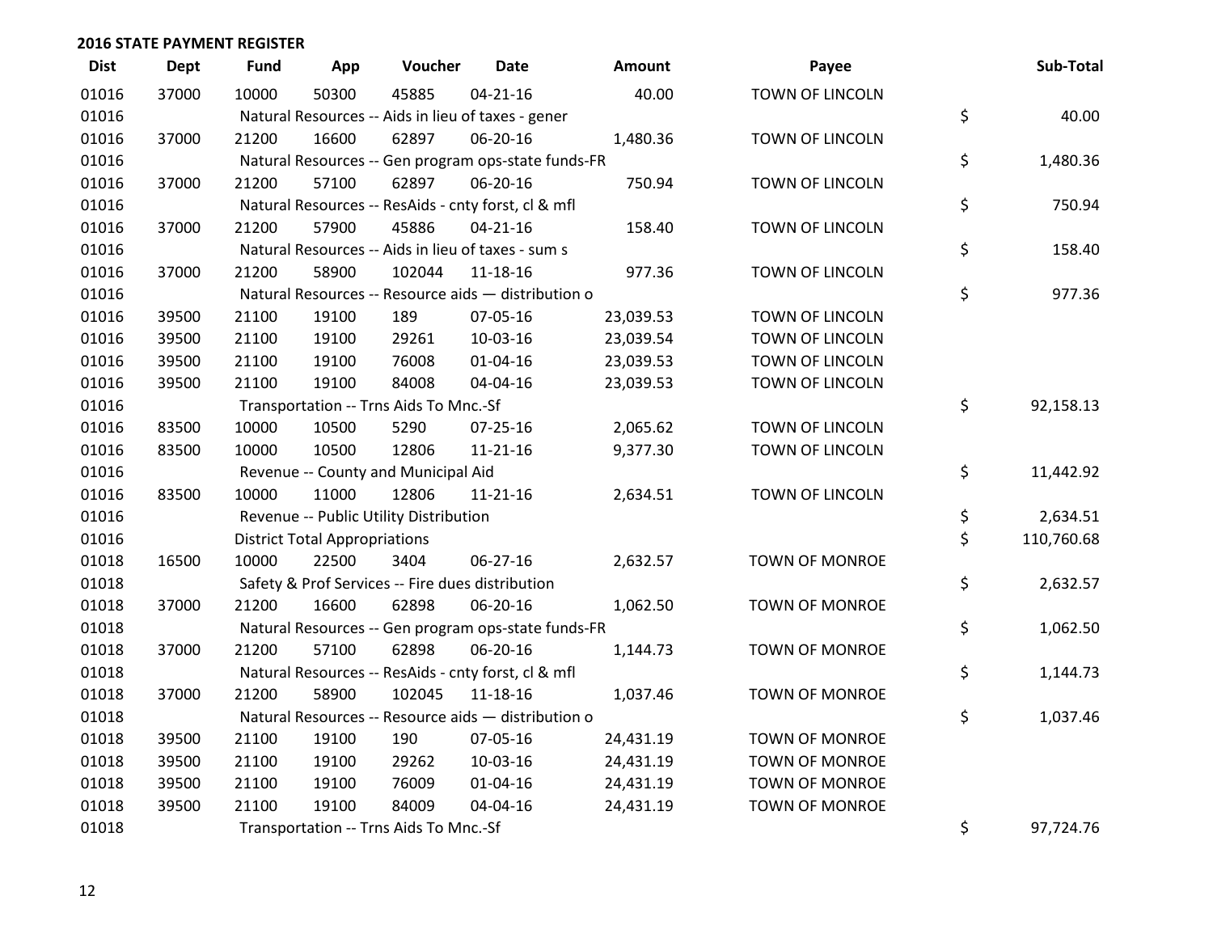**2016 STATE PAYMENT REGISTER**

| Dist | Dept | Fund | App | Voucher | Date | Amount | Payee | | Sub-Total |
|---|---|---|---|---|---|---|---|---|---|
| 01016 | 37000 | 10000 | 50300 | 45885 | 04-21-16 | 40.00 | TOWN OF LINCOLN | | |
| 01016 | | Natural Resources -- Aids in lieu of taxes - gener | | | | | | $ | 40.00 |
| 01016 | 37000 | 21200 | 16600 | 62897 | 06-20-16 | 1,480.36 | TOWN OF LINCOLN | | |
| 01016 | | Natural Resources -- Gen program ops-state funds-FR | | | | | | $ | 1,480.36 |
| 01016 | 37000 | 21200 | 57100 | 62897 | 06-20-16 | 750.94 | TOWN OF LINCOLN | | |
| 01016 | | Natural Resources -- ResAids - cnty forst, cl & mfl | | | | | | $ | 750.94 |
| 01016 | 37000 | 21200 | 57900 | 45886 | 04-21-16 | 158.40 | TOWN OF LINCOLN | | |
| 01016 | | Natural Resources -- Aids in lieu of taxes - sum s | | | | | | $ | 158.40 |
| 01016 | 37000 | 21200 | 58900 | 102044 | 11-18-16 | 977.36 | TOWN OF LINCOLN | | |
| 01016 | | Natural Resources -- Resource aids — distribution o | | | | | | $ | 977.36 |
| 01016 | 39500 | 21100 | 19100 | 189 | 07-05-16 | 23,039.53 | TOWN OF LINCOLN | | |
| 01016 | 39500 | 21100 | 19100 | 29261 | 10-03-16 | 23,039.54 | TOWN OF LINCOLN | | |
| 01016 | 39500 | 21100 | 19100 | 76008 | 01-04-16 | 23,039.53 | TOWN OF LINCOLN | | |
| 01016 | 39500 | 21100 | 19100 | 84008 | 04-04-16 | 23,039.53 | TOWN OF LINCOLN | | |
| 01016 | | Transportation -- Trns Aids To Mnc.-Sf | | | | | | $ | 92,158.13 |
| 01016 | 83500 | 10000 | 10500 | 5290 | 07-25-16 | 2,065.62 | TOWN OF LINCOLN | | |
| 01016 | 83500 | 10000 | 10500 | 12806 | 11-21-16 | 9,377.30 | TOWN OF LINCOLN | | |
| 01016 | | Revenue -- County and Municipal Aid | | | | | | $ | 11,442.92 |
| 01016 | 83500 | 10000 | 11000 | 12806 | 11-21-16 | 2,634.51 | TOWN OF LINCOLN | | |
| 01016 | | Revenue -- Public Utility Distribution | | | | | | $ | 2,634.51 |
| 01016 | | District Total Appropriations | | | | | | $ | 110,760.68 |
| 01018 | 16500 | 10000 | 22500 | 3404 | 06-27-16 | 2,632.57 | TOWN OF MONROE | | |
| 01018 | | Safety & Prof Services -- Fire dues distribution | | | | | | $ | 2,632.57 |
| 01018 | 37000 | 21200 | 16600 | 62898 | 06-20-16 | 1,062.50 | TOWN OF MONROE | | |
| 01018 | | Natural Resources -- Gen program ops-state funds-FR | | | | | | $ | 1,062.50 |
| 01018 | 37000 | 21200 | 57100 | 62898 | 06-20-16 | 1,144.73 | TOWN OF MONROE | | |
| 01018 | | Natural Resources -- ResAids - cnty forst, cl & mfl | | | | | | $ | 1,144.73 |
| 01018 | 37000 | 21200 | 58900 | 102045 | 11-18-16 | 1,037.46 | TOWN OF MONROE | | |
| 01018 | | Natural Resources -- Resource aids — distribution o | | | | | | $ | 1,037.46 |
| 01018 | 39500 | 21100 | 19100 | 190 | 07-05-16 | 24,431.19 | TOWN OF MONROE | | |
| 01018 | 39500 | 21100 | 19100 | 29262 | 10-03-16 | 24,431.19 | TOWN OF MONROE | | |
| 01018 | 39500 | 21100 | 19100 | 76009 | 01-04-16 | 24,431.19 | TOWN OF MONROE | | |
| 01018 | 39500 | 21100 | 19100 | 84009 | 04-04-16 | 24,431.19 | TOWN OF MONROE | | |
| 01018 | | Transportation -- Trns Aids To Mnc.-Sf | | | | | | $ | 97,724.76 |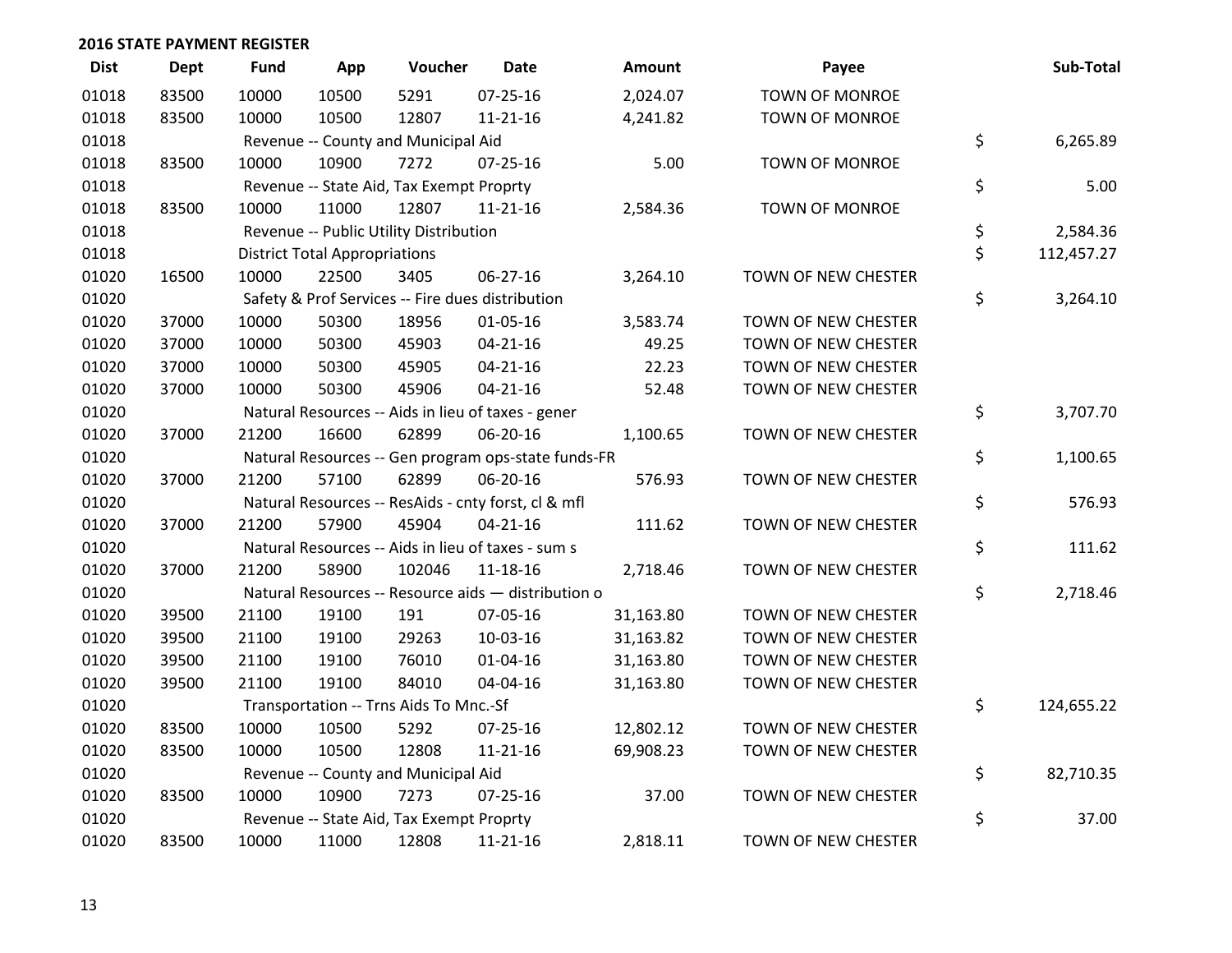**2016 STATE PAYMENT REGISTER**

| Dist | Dept | Fund | App | Voucher | Date | Amount | Payee | Sub-Total |
|---|---|---|---|---|---|---|---|---|
| 01018 | 83500 | 10000 | 10500 | 5291 | 07-25-16 | 2,024.07 | TOWN OF MONROE | |
| 01018 | 83500 | 10000 | 10500 | 12807 | 11-21-16 | 4,241.82 | TOWN OF MONROE | |
| 01018 | | Revenue -- County and Municipal Aid | | | | | | $ 6,265.89 |
| 01018 | 83500 | 10000 | 10900 | 7272 | 07-25-16 | 5.00 | TOWN OF MONROE | |
| 01018 | | Revenue -- State Aid, Tax Exempt Proprty | | | | | | $ 5.00 |
| 01018 | 83500 | 10000 | 11000 | 12807 | 11-21-16 | 2,584.36 | TOWN OF MONROE | |
| 01018 | | Revenue -- Public Utility Distribution | | | | | | $ 2,584.36 |
| 01018 | | District Total Appropriations | | | | | | $ 112,457.27 |
| 01020 | 16500 | 10000 | 22500 | 3405 | 06-27-16 | 3,264.10 | TOWN OF NEW CHESTER | |
| 01020 | | Safety & Prof Services -- Fire dues distribution | | | | | | $ 3,264.10 |
| 01020 | 37000 | 10000 | 50300 | 18956 | 01-05-16 | 3,583.74 | TOWN OF NEW CHESTER | |
| 01020 | 37000 | 10000 | 50300 | 45903 | 04-21-16 | 49.25 | TOWN OF NEW CHESTER | |
| 01020 | 37000 | 10000 | 50300 | 45905 | 04-21-16 | 22.23 | TOWN OF NEW CHESTER | |
| 01020 | 37000 | 10000 | 50300 | 45906 | 04-21-16 | 52.48 | TOWN OF NEW CHESTER | |
| 01020 | | Natural Resources -- Aids in lieu of taxes - gener | | | | | | $ 3,707.70 |
| 01020 | 37000 | 21200 | 16600 | 62899 | 06-20-16 | 1,100.65 | TOWN OF NEW CHESTER | |
| 01020 | | Natural Resources -- Gen program ops-state funds-FR | | | | | | $ 1,100.65 |
| 01020 | 37000 | 21200 | 57100 | 62899 | 06-20-16 | 576.93 | TOWN OF NEW CHESTER | |
| 01020 | | Natural Resources -- ResAids - cnty forst, cl & mfl | | | | | | $ 576.93 |
| 01020 | 37000 | 21200 | 57900 | 45904 | 04-21-16 | 111.62 | TOWN OF NEW CHESTER | |
| 01020 | | Natural Resources -- Aids in lieu of taxes - sum s | | | | | | $ 111.62 |
| 01020 | 37000 | 21200 | 58900 | 102046 | 11-18-16 | 2,718.46 | TOWN OF NEW CHESTER | |
| 01020 | | Natural Resources -- Resource aids — distribution o | | | | | | $ 2,718.46 |
| 01020 | 39500 | 21100 | 19100 | 191 | 07-05-16 | 31,163.80 | TOWN OF NEW CHESTER | |
| 01020 | 39500 | 21100 | 19100 | 29263 | 10-03-16 | 31,163.82 | TOWN OF NEW CHESTER | |
| 01020 | 39500 | 21100 | 19100 | 76010 | 01-04-16 | 31,163.80 | TOWN OF NEW CHESTER | |
| 01020 | 39500 | 21100 | 19100 | 84010 | 04-04-16 | 31,163.80 | TOWN OF NEW CHESTER | |
| 01020 | | Transportation -- Trns Aids To Mnc.-Sf | | | | | | $ 124,655.22 |
| 01020 | 83500 | 10000 | 10500 | 5292 | 07-25-16 | 12,802.12 | TOWN OF NEW CHESTER | |
| 01020 | 83500 | 10000 | 10500 | 12808 | 11-21-16 | 69,908.23 | TOWN OF NEW CHESTER | |
| 01020 | | Revenue -- County and Municipal Aid | | | | | | $ 82,710.35 |
| 01020 | 83500 | 10000 | 10900 | 7273 | 07-25-16 | 37.00 | TOWN OF NEW CHESTER | |
| 01020 | | Revenue -- State Aid, Tax Exempt Proprty | | | | | | $ 37.00 |
| 01020 | 83500 | 10000 | 11000 | 12808 | 11-21-16 | 2,818.11 | TOWN OF NEW CHESTER | |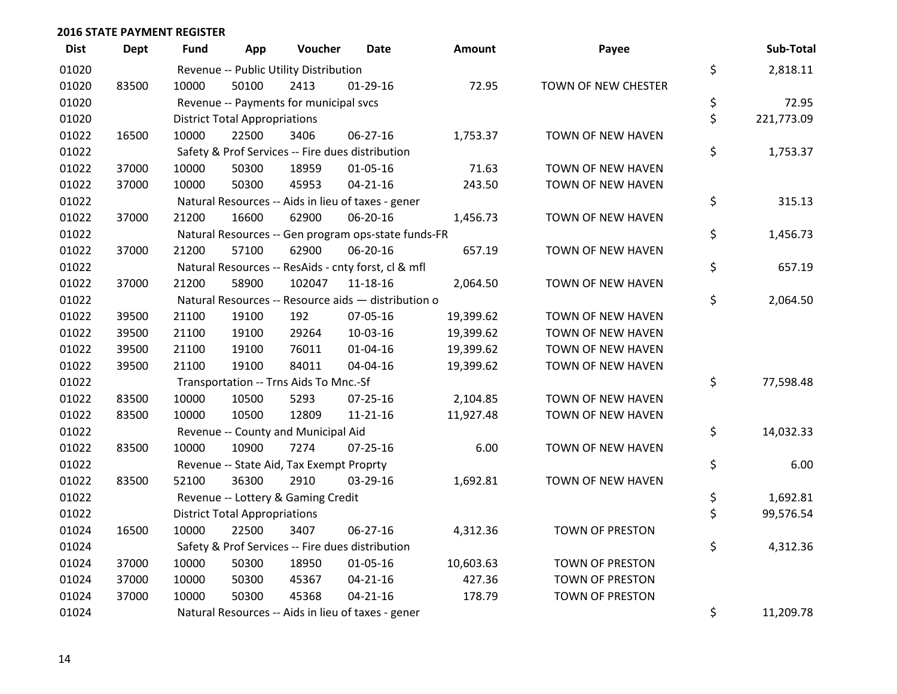**2016 STATE PAYMENT REGISTER**

| Dist | Dept | Fund | App | Voucher | Date | Amount | Payee | | Sub-Total |
|---|---|---|---|---|---|---|---|---|---|
| 01020 | | Revenue -- Public Utility Distribution | | | | | | $ | 2,818.11 |
| 01020 | 83500 | 10000 | 50100 | 2413 | 01-29-16 | 72.95 | TOWN OF NEW CHESTER | | |
| 01020 | | Revenue -- Payments for municipal svcs | | | | | | $ | 72.95 |
| 01020 | | District Total Appropriations | | | | | | $ | 221,773.09 |
| 01022 | 16500 | 10000 | 22500 | 3406 | 06-27-16 | 1,753.37 | TOWN OF NEW HAVEN | | |
| 01022 | | Safety & Prof Services -- Fire dues distribution | | | | | | $ | 1,753.37 |
| 01022 | 37000 | 10000 | 50300 | 18959 | 01-05-16 | 71.63 | TOWN OF NEW HAVEN | | |
| 01022 | 37000 | 10000 | 50300 | 45953 | 04-21-16 | 243.50 | TOWN OF NEW HAVEN | | |
| 01022 | | Natural Resources -- Aids in lieu of taxes - gener | | | | | | $ | 315.13 |
| 01022 | 37000 | 21200 | 16600 | 62900 | 06-20-16 | 1,456.73 | TOWN OF NEW HAVEN | | |
| 01022 | | Natural Resources -- Gen program ops-state funds-FR | | | | | | $ | 1,456.73 |
| 01022 | 37000 | 21200 | 57100 | 62900 | 06-20-16 | 657.19 | TOWN OF NEW HAVEN | | |
| 01022 | | Natural Resources -- ResAids - cnty forst, cl & mfl | | | | | | $ | 657.19 |
| 01022 | 37000 | 21200 | 58900 | 102047 | 11-18-16 | 2,064.50 | TOWN OF NEW HAVEN | | |
| 01022 | | Natural Resources -- Resource aids — distribution o | | | | | | $ | 2,064.50 |
| 01022 | 39500 | 21100 | 19100 | 192 | 07-05-16 | 19,399.62 | TOWN OF NEW HAVEN | | |
| 01022 | 39500 | 21100 | 19100 | 29264 | 10-03-16 | 19,399.62 | TOWN OF NEW HAVEN | | |
| 01022 | 39500 | 21100 | 19100 | 76011 | 01-04-16 | 19,399.62 | TOWN OF NEW HAVEN | | |
| 01022 | 39500 | 21100 | 19100 | 84011 | 04-04-16 | 19,399.62 | TOWN OF NEW HAVEN | | |
| 01022 | | Transportation -- Trns Aids To Mnc.-Sf | | | | | | $ | 77,598.48 |
| 01022 | 83500 | 10000 | 10500 | 5293 | 07-25-16 | 2,104.85 | TOWN OF NEW HAVEN | | |
| 01022 | 83500 | 10000 | 10500 | 12809 | 11-21-16 | 11,927.48 | TOWN OF NEW HAVEN | | |
| 01022 | | Revenue -- County and Municipal Aid | | | | | | $ | 14,032.33 |
| 01022 | 83500 | 10000 | 10900 | 7274 | 07-25-16 | 6.00 | TOWN OF NEW HAVEN | | |
| 01022 | | Revenue -- State Aid, Tax Exempt Proprty | | | | | | $ | 6.00 |
| 01022 | 83500 | 52100 | 36300 | 2910 | 03-29-16 | 1,692.81 | TOWN OF NEW HAVEN | | |
| 01022 | | Revenue -- Lottery & Gaming Credit | | | | | | $ | 1,692.81 |
| 01022 | | District Total Appropriations | | | | | | $ | 99,576.54 |
| 01024 | 16500 | 10000 | 22500 | 3407 | 06-27-16 | 4,312.36 | TOWN OF PRESTON | | |
| 01024 | | Safety & Prof Services -- Fire dues distribution | | | | | | $ | 4,312.36 |
| 01024 | 37000 | 10000 | 50300 | 18950 | 01-05-16 | 10,603.63 | TOWN OF PRESTON | | |
| 01024 | 37000 | 10000 | 50300 | 45367 | 04-21-16 | 427.36 | TOWN OF PRESTON | | |
| 01024 | 37000 | 10000 | 50300 | 45368 | 04-21-16 | 178.79 | TOWN OF PRESTON | | |
| 01024 | | Natural Resources -- Aids in lieu of taxes - gener | | | | | | $ | 11,209.78 |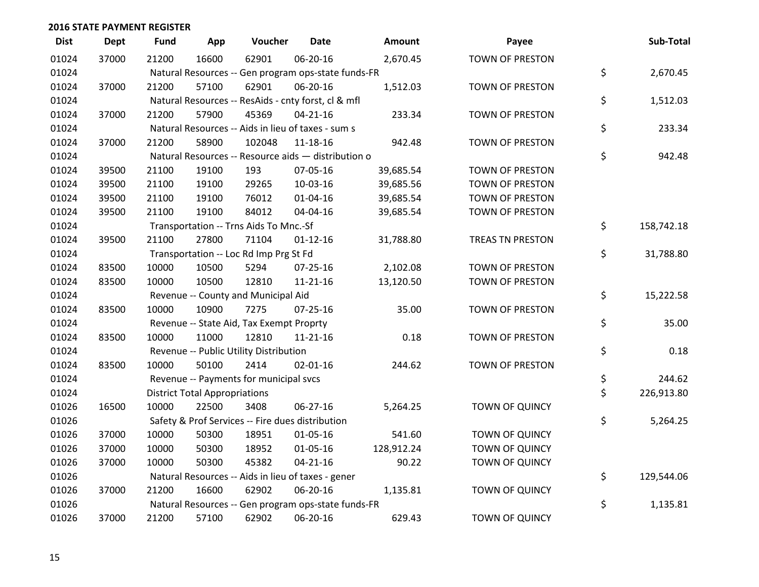## 2016 STATE PAYMENT REGISTER

| Dist | Dept | Fund | App | Voucher | Date | Amount | Payee | Sub-Total |
|---|---|---|---|---|---|---|---|---|
| 01024 | 37000 | 21200 | 16600 | 62901 | 06-20-16 | 2,670.45 | TOWN OF PRESTON | |
| 01024 | | Natural Resources -- Gen program ops-state funds-FR | | | | | | $ 2,670.45 |
| 01024 | 37000 | 21200 | 57100 | 62901 | 06-20-16 | 1,512.03 | TOWN OF PRESTON | |
| 01024 | | Natural Resources -- ResAids - cnty forst, cl & mfl | | | | | | $ 1,512.03 |
| 01024 | 37000 | 21200 | 57900 | 45369 | 04-21-16 | 233.34 | TOWN OF PRESTON | |
| 01024 | | Natural Resources -- Aids in lieu of taxes - sum s | | | | | | $ 233.34 |
| 01024 | 37000 | 21200 | 58900 | 102048 | 11-18-16 | 942.48 | TOWN OF PRESTON | |
| 01024 | | Natural Resources -- Resource aids — distribution o | | | | | | $ 942.48 |
| 01024 | 39500 | 21100 | 19100 | 193 | 07-05-16 | 39,685.54 | TOWN OF PRESTON | |
| 01024 | 39500 | 21100 | 19100 | 29265 | 10-03-16 | 39,685.56 | TOWN OF PRESTON | |
| 01024 | 39500 | 21100 | 19100 | 76012 | 01-04-16 | 39,685.54 | TOWN OF PRESTON | |
| 01024 | 39500 | 21100 | 19100 | 84012 | 04-04-16 | 39,685.54 | TOWN OF PRESTON | |
| 01024 | | Transportation -- Trns Aids To Mnc.-Sf | | | | | | $ 158,742.18 |
| 01024 | 39500 | 21100 | 27800 | 71104 | 01-12-16 | 31,788.80 | TREAS TN PRESTON | |
| 01024 | | Transportation -- Loc Rd Imp Prg St Fd | | | | | | $ 31,788.80 |
| 01024 | 83500 | 10000 | 10500 | 5294 | 07-25-16 | 2,102.08 | TOWN OF PRESTON | |
| 01024 | 83500 | 10000 | 10500 | 12810 | 11-21-16 | 13,120.50 | TOWN OF PRESTON | |
| 01024 | | Revenue -- County and Municipal Aid | | | | | | $ 15,222.58 |
| 01024 | 83500 | 10000 | 10900 | 7275 | 07-25-16 | 35.00 | TOWN OF PRESTON | |
| 01024 | | Revenue -- State Aid, Tax Exempt Proprty | | | | | | $ 35.00 |
| 01024 | 83500 | 10000 | 11000 | 12810 | 11-21-16 | 0.18 | TOWN OF PRESTON | |
| 01024 | | Revenue -- Public Utility Distribution | | | | | | $ 0.18 |
| 01024 | 83500 | 10000 | 50100 | 2414 | 02-01-16 | 244.62 | TOWN OF PRESTON | |
| 01024 | | Revenue -- Payments for municipal svcs | | | | | | $ 244.62 |
| 01024 | | District Total Appropriations | | | | | | $ 226,913.80 |
| 01026 | 16500 | 10000 | 22500 | 3408 | 06-27-16 | 5,264.25 | TOWN OF QUINCY | |
| 01026 | | Safety & Prof Services -- Fire dues distribution | | | | | | $ 5,264.25 |
| 01026 | 37000 | 10000 | 50300 | 18951 | 01-05-16 | 541.60 | TOWN OF QUINCY | |
| 01026 | 37000 | 10000 | 50300 | 18952 | 01-05-16 | 128,912.24 | TOWN OF QUINCY | |
| 01026 | 37000 | 10000 | 50300 | 45382 | 04-21-16 | 90.22 | TOWN OF QUINCY | |
| 01026 | | Natural Resources -- Aids in lieu of taxes - gener | | | | | | $ 129,544.06 |
| 01026 | 37000 | 21200 | 16600 | 62902 | 06-20-16 | 1,135.81 | TOWN OF QUINCY | |
| 01026 | | Natural Resources -- Gen program ops-state funds-FR | | | | | | $ 1,135.81 |
| 01026 | 37000 | 21200 | 57100 | 62902 | 06-20-16 | 629.43 | TOWN OF QUINCY | |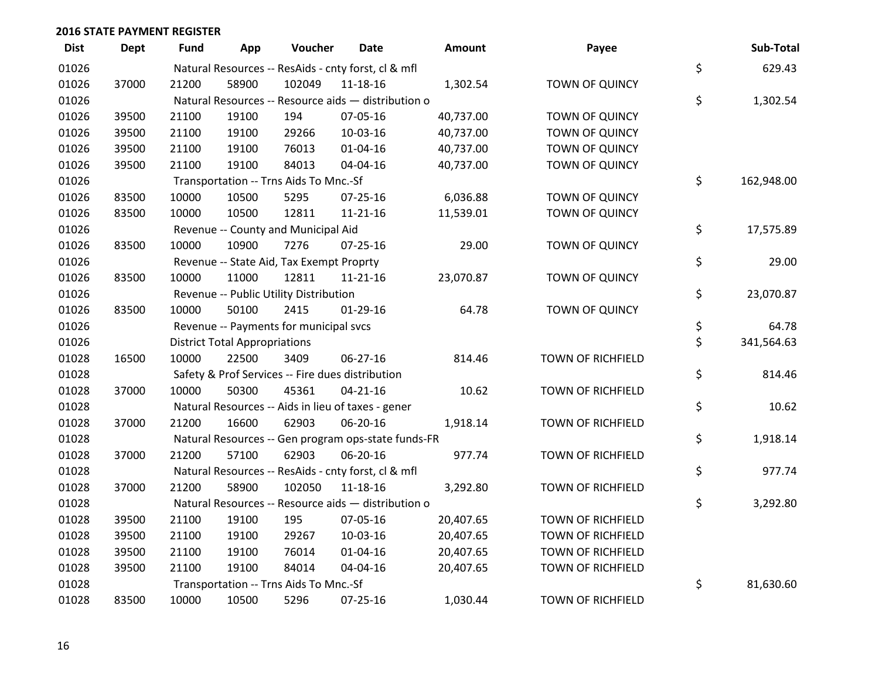## 2016 STATE PAYMENT REGISTER

| Dist | Dept | Fund | App | Voucher | Date | Amount | Payee | Sub-Total |
|---|---|---|---|---|---|---|---|---|
| 01026 | | Natural Resources -- ResAids - cnty forst, cl & mfl | | | | | | $ 629.43 |
| 01026 | 37000 | 21200 | 58900 | 102049 | 11-18-16 | 1,302.54 | TOWN OF QUINCY | |
| 01026 | | Natural Resources -- Resource aids — distribution o | | | | | | $ 1,302.54 |
| 01026 | 39500 | 21100 | 19100 | 194 | 07-05-16 | 40,737.00 | TOWN OF QUINCY | |
| 01026 | 39500 | 21100 | 19100 | 29266 | 10-03-16 | 40,737.00 | TOWN OF QUINCY | |
| 01026 | 39500 | 21100 | 19100 | 76013 | 01-04-16 | 40,737.00 | TOWN OF QUINCY | |
| 01026 | 39500 | 21100 | 19100 | 84013 | 04-04-16 | 40,737.00 | TOWN OF QUINCY | |
| 01026 | | Transportation -- Trns Aids To Mnc.-Sf | | | | | | $ 162,948.00 |
| 01026 | 83500 | 10000 | 10500 | 5295 | 07-25-16 | 6,036.88 | TOWN OF QUINCY | |
| 01026 | 83500 | 10000 | 10500 | 12811 | 11-21-16 | 11,539.01 | TOWN OF QUINCY | |
| 01026 | | Revenue -- County and Municipal Aid | | | | | | $ 17,575.89 |
| 01026 | 83500 | 10000 | 10900 | 7276 | 07-25-16 | 29.00 | TOWN OF QUINCY | |
| 01026 | | Revenue -- State Aid, Tax Exempt Proprty | | | | | | $ 29.00 |
| 01026 | 83500 | 10000 | 11000 | 12811 | 11-21-16 | 23,070.87 | TOWN OF QUINCY | |
| 01026 | | Revenue -- Public Utility Distribution | | | | | | $ 23,070.87 |
| 01026 | 83500 | 10000 | 50100 | 2415 | 01-29-16 | 64.78 | TOWN OF QUINCY | |
| 01026 | | Revenue -- Payments for municipal svcs | | | | | | $ 64.78 |
| 01026 | | District Total Appropriations | | | | | | $ 341,564.63 |
| 01028 | 16500 | 10000 | 22500 | 3409 | 06-27-16 | 814.46 | TOWN OF RICHFIELD | |
| 01028 | | Safety & Prof Services -- Fire dues distribution | | | | | | $ 814.46 |
| 01028 | 37000 | 10000 | 50300 | 45361 | 04-21-16 | 10.62 | TOWN OF RICHFIELD | |
| 01028 | | Natural Resources -- Aids in lieu of taxes - gener | | | | | | $ 10.62 |
| 01028 | 37000 | 21200 | 16600 | 62903 | 06-20-16 | 1,918.14 | TOWN OF RICHFIELD | |
| 01028 | | Natural Resources -- Gen program ops-state funds-FR | | | | | | $ 1,918.14 |
| 01028 | 37000 | 21200 | 57100 | 62903 | 06-20-16 | 977.74 | TOWN OF RICHFIELD | |
| 01028 | | Natural Resources -- ResAids - cnty forst, cl & mfl | | | | | | $ 977.74 |
| 01028 | 37000 | 21200 | 58900 | 102050 | 11-18-16 | 3,292.80 | TOWN OF RICHFIELD | |
| 01028 | | Natural Resources -- Resource aids — distribution o | | | | | | $ 3,292.80 |
| 01028 | 39500 | 21100 | 19100 | 195 | 07-05-16 | 20,407.65 | TOWN OF RICHFIELD | |
| 01028 | 39500 | 21100 | 19100 | 29267 | 10-03-16 | 20,407.65 | TOWN OF RICHFIELD | |
| 01028 | 39500 | 21100 | 19100 | 76014 | 01-04-16 | 20,407.65 | TOWN OF RICHFIELD | |
| 01028 | 39500 | 21100 | 19100 | 84014 | 04-04-16 | 20,407.65 | TOWN OF RICHFIELD | |
| 01028 | | Transportation -- Trns Aids To Mnc.-Sf | | | | | | $ 81,630.60 |
| 01028 | 83500 | 10000 | 10500 | 5296 | 07-25-16 | 1,030.44 | TOWN OF RICHFIELD | |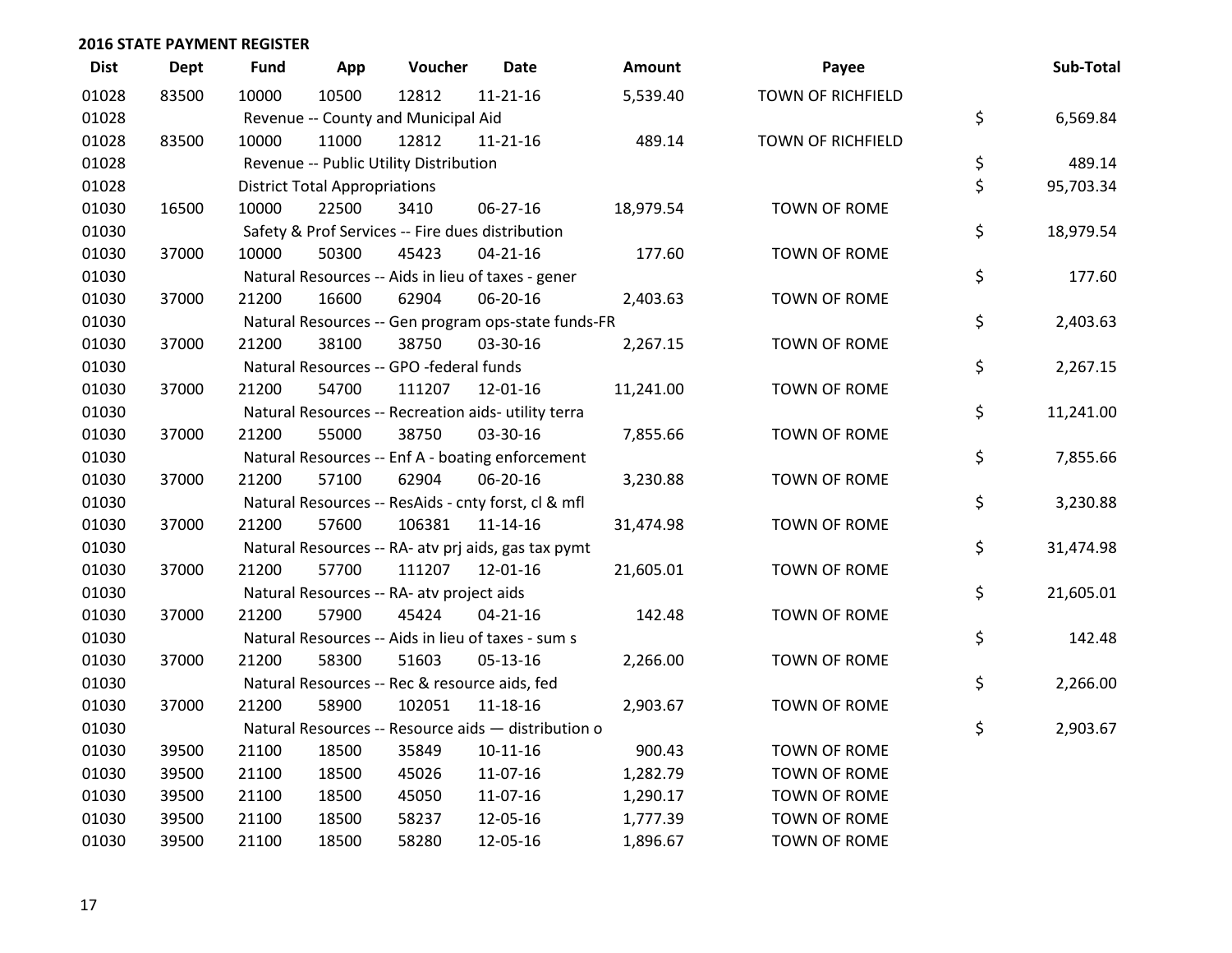**2016 STATE PAYMENT REGISTER**

| Dist | Dept | Fund | App | Voucher | Date | Amount | Payee | Sub-Total |
|---|---|---|---|---|---|---|---|---|
| 01028 | 83500 | 10000 | 10500 | 12812 | 11-21-16 | 5,539.40 | TOWN OF RICHFIELD | |
| 01028 | | Revenue -- County and Municipal Aid | | | | | | $ 6,569.84 |
| 01028 | 83500 | 10000 | 11000 | 12812 | 11-21-16 | 489.14 | TOWN OF RICHFIELD | |
| 01028 | | Revenue -- Public Utility Distribution | | | | | | $ 489.14 |
| 01028 | | District Total Appropriations | | | | | | $ 95,703.34 |
| 01030 | 16500 | 10000 | 22500 | 3410 | 06-27-16 | 18,979.54 | TOWN OF ROME | |
| 01030 | | Safety & Prof Services -- Fire dues distribution | | | | | | $ 18,979.54 |
| 01030 | 37000 | 10000 | 50300 | 45423 | 04-21-16 | 177.60 | TOWN OF ROME | |
| 01030 | | Natural Resources -- Aids in lieu of taxes - gener | | | | | | $ 177.60 |
| 01030 | 37000 | 21200 | 16600 | 62904 | 06-20-16 | 2,403.63 | TOWN OF ROME | |
| 01030 | | Natural Resources -- Gen program ops-state funds-FR | | | | | | $ 2,403.63 |
| 01030 | 37000 | 21200 | 38100 | 38750 | 03-30-16 | 2,267.15 | TOWN OF ROME | |
| 01030 | | Natural Resources -- GPO -federal funds | | | | | | $ 2,267.15 |
| 01030 | 37000 | 21200 | 54700 | 111207 | 12-01-16 | 11,241.00 | TOWN OF ROME | |
| 01030 | | Natural Resources -- Recreation aids- utility terra | | | | | | $ 11,241.00 |
| 01030 | 37000 | 21200 | 55000 | 38750 | 03-30-16 | 7,855.66 | TOWN OF ROME | |
| 01030 | | Natural Resources -- Enf A - boating enforcement | | | | | | $ 7,855.66 |
| 01030 | 37000 | 21200 | 57100 | 62904 | 06-20-16 | 3,230.88 | TOWN OF ROME | |
| 01030 | | Natural Resources -- ResAids - cnty forst, cl & mfl | | | | | | $ 3,230.88 |
| 01030 | 37000 | 21200 | 57600 | 106381 | 11-14-16 | 31,474.98 | TOWN OF ROME | |
| 01030 | | Natural Resources -- RA- atv prj aids, gas tax pymt | | | | | | $ 31,474.98 |
| 01030 | 37000 | 21200 | 57700 | 111207 | 12-01-16 | 21,605.01 | TOWN OF ROME | |
| 01030 | | Natural Resources -- RA- atv project aids | | | | | | $ 21,605.01 |
| 01030 | 37000 | 21200 | 57900 | 45424 | 04-21-16 | 142.48 | TOWN OF ROME | |
| 01030 | | Natural Resources -- Aids in lieu of taxes - sum s | | | | | | $ 142.48 |
| 01030 | 37000 | 21200 | 58300 | 51603 | 05-13-16 | 2,266.00 | TOWN OF ROME | |
| 01030 | | Natural Resources -- Rec & resource aids, fed | | | | | | $ 2,266.00 |
| 01030 | 37000 | 21200 | 58900 | 102051 | 11-18-16 | 2,903.67 | TOWN OF ROME | |
| 01030 | | Natural Resources -- Resource aids — distribution o | | | | | | $ 2,903.67 |
| 01030 | 39500 | 21100 | 18500 | 35849 | 10-11-16 | 900.43 | TOWN OF ROME | |
| 01030 | 39500 | 21100 | 18500 | 45026 | 11-07-16 | 1,282.79 | TOWN OF ROME | |
| 01030 | 39500 | 21100 | 18500 | 45050 | 11-07-16 | 1,290.17 | TOWN OF ROME | |
| 01030 | 39500 | 21100 | 18500 | 58237 | 12-05-16 | 1,777.39 | TOWN OF ROME | |
| 01030 | 39500 | 21100 | 18500 | 58280 | 12-05-16 | 1,896.67 | TOWN OF ROME | |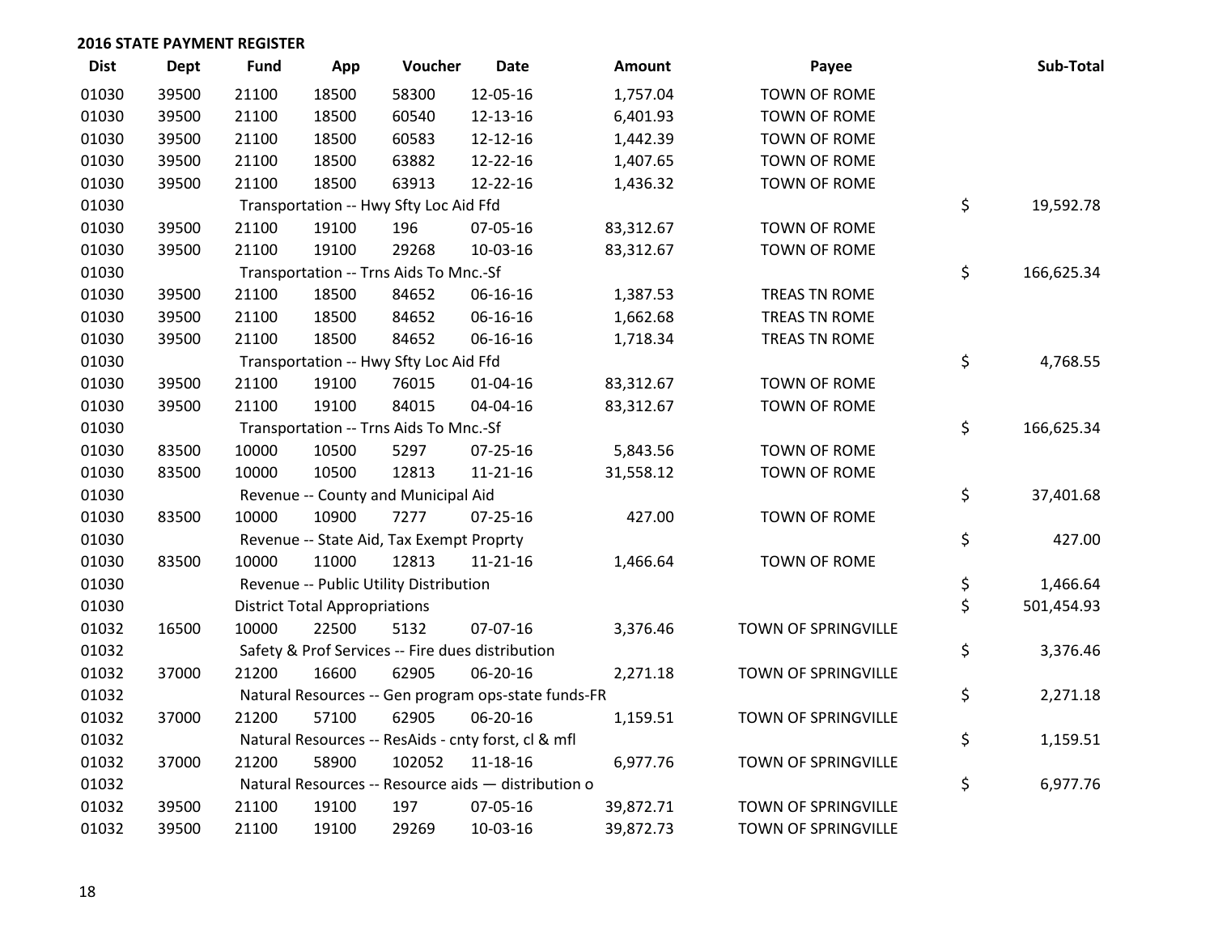## 2016 STATE PAYMENT REGISTER

| Dist | Dept | Fund | App | Voucher | Date | Amount | Payee | Sub-Total |
|---|---|---|---|---|---|---|---|---|
| 01030 | 39500 | 21100 | 18500 | 58300 | 12-05-16 | 1,757.04 | TOWN OF ROME | |
| 01030 | 39500 | 21100 | 18500 | 60540 | 12-13-16 | 6,401.93 | TOWN OF ROME | |
| 01030 | 39500 | 21100 | 18500 | 60583 | 12-12-16 | 1,442.39 | TOWN OF ROME | |
| 01030 | 39500 | 21100 | 18500 | 63882 | 12-22-16 | 1,407.65 | TOWN OF ROME | |
| 01030 | 39500 | 21100 | 18500 | 63913 | 12-22-16 | 1,436.32 | TOWN OF ROME | |
| 01030 | | Transportation -- Hwy Sfty Loc Aid Ffd | | | | | | $ 19,592.78 |
| 01030 | 39500 | 21100 | 19100 | 196 | 07-05-16 | 83,312.67 | TOWN OF ROME | |
| 01030 | 39500 | 21100 | 19100 | 29268 | 10-03-16 | 83,312.67 | TOWN OF ROME | |
| 01030 | | Transportation -- Trns Aids To Mnc.-Sf | | | | | | $ 166,625.34 |
| 01030 | 39500 | 21100 | 18500 | 84652 | 06-16-16 | 1,387.53 | TREAS TN ROME | |
| 01030 | 39500 | 21100 | 18500 | 84652 | 06-16-16 | 1,662.68 | TREAS TN ROME | |
| 01030 | 39500 | 21100 | 18500 | 84652 | 06-16-16 | 1,718.34 | TREAS TN ROME | |
| 01030 | | Transportation -- Hwy Sfty Loc Aid Ffd | | | | | | $ 4,768.55 |
| 01030 | 39500 | 21100 | 19100 | 76015 | 01-04-16 | 83,312.67 | TOWN OF ROME | |
| 01030 | 39500 | 21100 | 19100 | 84015 | 04-04-16 | 83,312.67 | TOWN OF ROME | |
| 01030 | | Transportation -- Trns Aids To Mnc.-Sf | | | | | | $ 166,625.34 |
| 01030 | 83500 | 10000 | 10500 | 5297 | 07-25-16 | 5,843.56 | TOWN OF ROME | |
| 01030 | 83500 | 10000 | 10500 | 12813 | 11-21-16 | 31,558.12 | TOWN OF ROME | |
| 01030 | | Revenue -- County and Municipal Aid | | | | | | $ 37,401.68 |
| 01030 | 83500 | 10000 | 10900 | 7277 | 07-25-16 | 427.00 | TOWN OF ROME | |
| 01030 | | Revenue -- State Aid, Tax Exempt Proprty | | | | | | $ 427.00 |
| 01030 | 83500 | 10000 | 11000 | 12813 | 11-21-16 | 1,466.64 | TOWN OF ROME | |
| 01030 | | Revenue -- Public Utility Distribution | | | | | | $ 1,466.64 |
| 01030 | | District Total Appropriations | | | | | | $ 501,454.93 |
| 01032 | 16500 | 10000 | 22500 | 5132 | 07-07-16 | 3,376.46 | TOWN OF SPRINGVILLE | |
| 01032 | | Safety & Prof Services -- Fire dues distribution | | | | | | $ 3,376.46 |
| 01032 | 37000 | 21200 | 16600 | 62905 | 06-20-16 | 2,271.18 | TOWN OF SPRINGVILLE | |
| 01032 | | Natural Resources -- Gen program ops-state funds-FR | | | | | | $ 2,271.18 |
| 01032 | 37000 | 21200 | 57100 | 62905 | 06-20-16 | 1,159.51 | TOWN OF SPRINGVILLE | |
| 01032 | | Natural Resources -- ResAids - cnty forst, cl & mfl | | | | | | $ 1,159.51 |
| 01032 | 37000 | 21200 | 58900 | 102052 | 11-18-16 | 6,977.76 | TOWN OF SPRINGVILLE | |
| 01032 | | Natural Resources -- Resource aids — distribution o | | | | | | $ 6,977.76 |
| 01032 | 39500 | 21100 | 19100 | 197 | 07-05-16 | 39,872.71 | TOWN OF SPRINGVILLE | |
| 01032 | 39500 | 21100 | 19100 | 29269 | 10-03-16 | 39,872.73 | TOWN OF SPRINGVILLE | |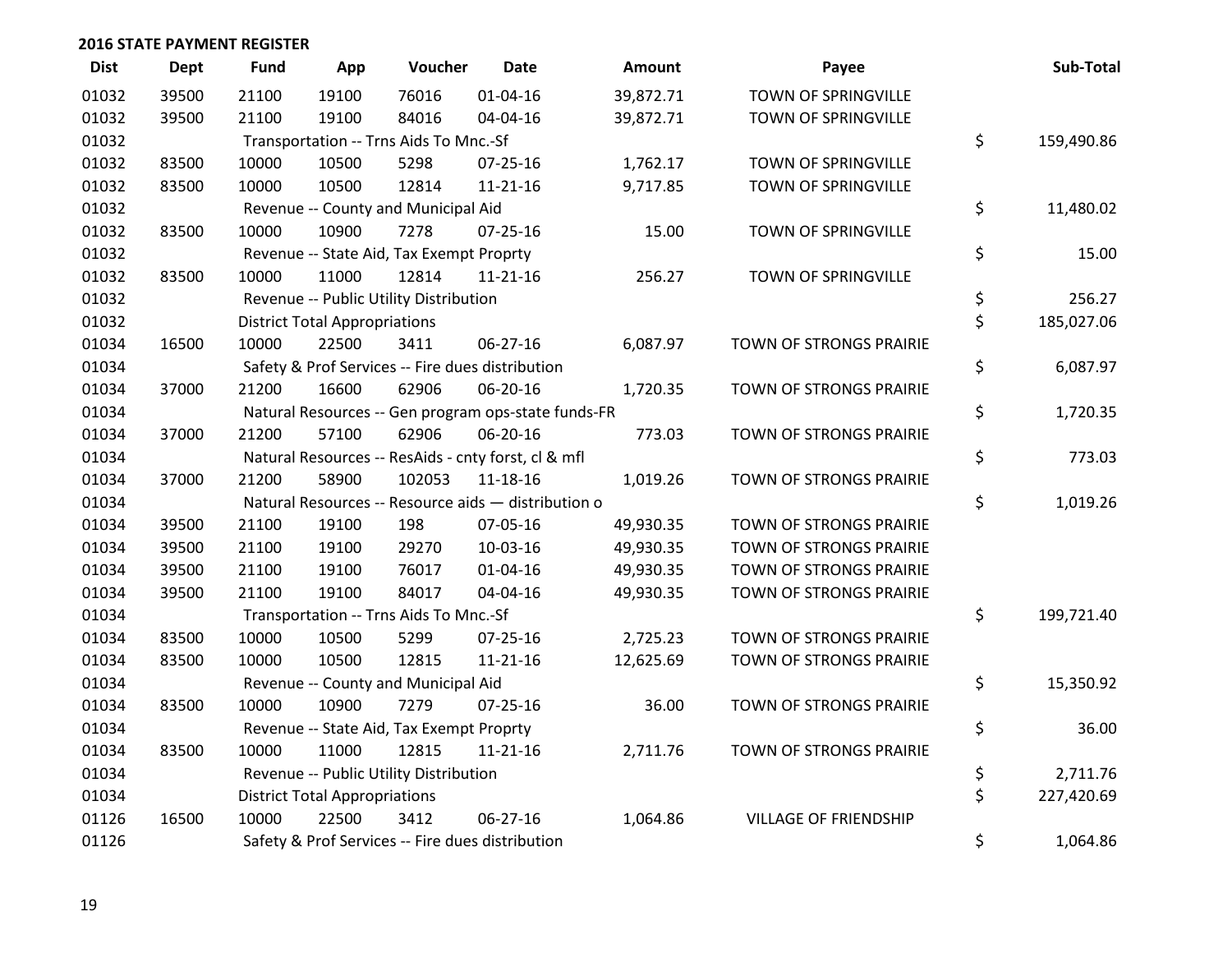## 2016 STATE PAYMENT REGISTER

| Dist | Dept | Fund | App | Voucher | Date | Amount | Payee | Sub-Total |
|---|---|---|---|---|---|---|---|---|
| 01032 | 39500 | 21100 | 19100 | 76016 | 01-04-16 | 39,872.71 | TOWN OF SPRINGVILLE | |
| 01032 | 39500 | 21100 | 19100 | 84016 | 04-04-16 | 39,872.71 | TOWN OF SPRINGVILLE | |
| 01032 | | Transportation -- Trns Aids To Mnc.-Sf | | | | | | $ 159,490.86 |
| 01032 | 83500 | 10000 | 10500 | 5298 | 07-25-16 | 1,762.17 | TOWN OF SPRINGVILLE | |
| 01032 | 83500 | 10000 | 10500 | 12814 | 11-21-16 | 9,717.85 | TOWN OF SPRINGVILLE | |
| 01032 | | Revenue -- County and Municipal Aid | | | | | | $ 11,480.02 |
| 01032 | 83500 | 10000 | 10900 | 7278 | 07-25-16 | 15.00 | TOWN OF SPRINGVILLE | |
| 01032 | | Revenue -- State Aid, Tax Exempt Proprty | | | | | | $ 15.00 |
| 01032 | 83500 | 10000 | 11000 | 12814 | 11-21-16 | 256.27 | TOWN OF SPRINGVILLE | |
| 01032 | | Revenue -- Public Utility Distribution | | | | | | $ 256.27 |
| 01032 | | District Total Appropriations | | | | | | $ 185,027.06 |
| 01034 | 16500 | 10000 | 22500 | 3411 | 06-27-16 | 6,087.97 | TOWN OF STRONGS PRAIRIE | |
| 01034 | | Safety & Prof Services -- Fire dues distribution | | | | | | $ 6,087.97 |
| 01034 | 37000 | 21200 | 16600 | 62906 | 06-20-16 | 1,720.35 | TOWN OF STRONGS PRAIRIE | |
| 01034 | | Natural Resources -- Gen program ops-state funds-FR | | | | | | $ 1,720.35 |
| 01034 | 37000 | 21200 | 57100 | 62906 | 06-20-16 | 773.03 | TOWN OF STRONGS PRAIRIE | |
| 01034 | | Natural Resources -- ResAids - cnty forst, cl & mfl | | | | | | $ 773.03 |
| 01034 | 37000 | 21200 | 58900 | 102053 | 11-18-16 | 1,019.26 | TOWN OF STRONGS PRAIRIE | |
| 01034 | | Natural Resources -- Resource aids — distribution o | | | | | | $ 1,019.26 |
| 01034 | 39500 | 21100 | 19100 | 198 | 07-05-16 | 49,930.35 | TOWN OF STRONGS PRAIRIE | |
| 01034 | 39500 | 21100 | 19100 | 29270 | 10-03-16 | 49,930.35 | TOWN OF STRONGS PRAIRIE | |
| 01034 | 39500 | 21100 | 19100 | 76017 | 01-04-16 | 49,930.35 | TOWN OF STRONGS PRAIRIE | |
| 01034 | 39500 | 21100 | 19100 | 84017 | 04-04-16 | 49,930.35 | TOWN OF STRONGS PRAIRIE | |
| 01034 | | Transportation -- Trns Aids To Mnc.-Sf | | | | | | $ 199,721.40 |
| 01034 | 83500 | 10000 | 10500 | 5299 | 07-25-16 | 2,725.23 | TOWN OF STRONGS PRAIRIE | |
| 01034 | 83500 | 10000 | 10500 | 12815 | 11-21-16 | 12,625.69 | TOWN OF STRONGS PRAIRIE | |
| 01034 | | Revenue -- County and Municipal Aid | | | | | | $ 15,350.92 |
| 01034 | 83500 | 10000 | 10900 | 7279 | 07-25-16 | 36.00 | TOWN OF STRONGS PRAIRIE | |
| 01034 | | Revenue -- State Aid, Tax Exempt Proprty | | | | | | $ 36.00 |
| 01034 | 83500 | 10000 | 11000 | 12815 | 11-21-16 | 2,711.76 | TOWN OF STRONGS PRAIRIE | |
| 01034 | | Revenue -- Public Utility Distribution | | | | | | $ 2,711.76 |
| 01034 | | District Total Appropriations | | | | | | $ 227,420.69 |
| 01126 | 16500 | 10000 | 22500 | 3412 | 06-27-16 | 1,064.86 | VILLAGE OF FRIENDSHIP | |
| 01126 | | Safety & Prof Services -- Fire dues distribution | | | | | | $ 1,064.86 |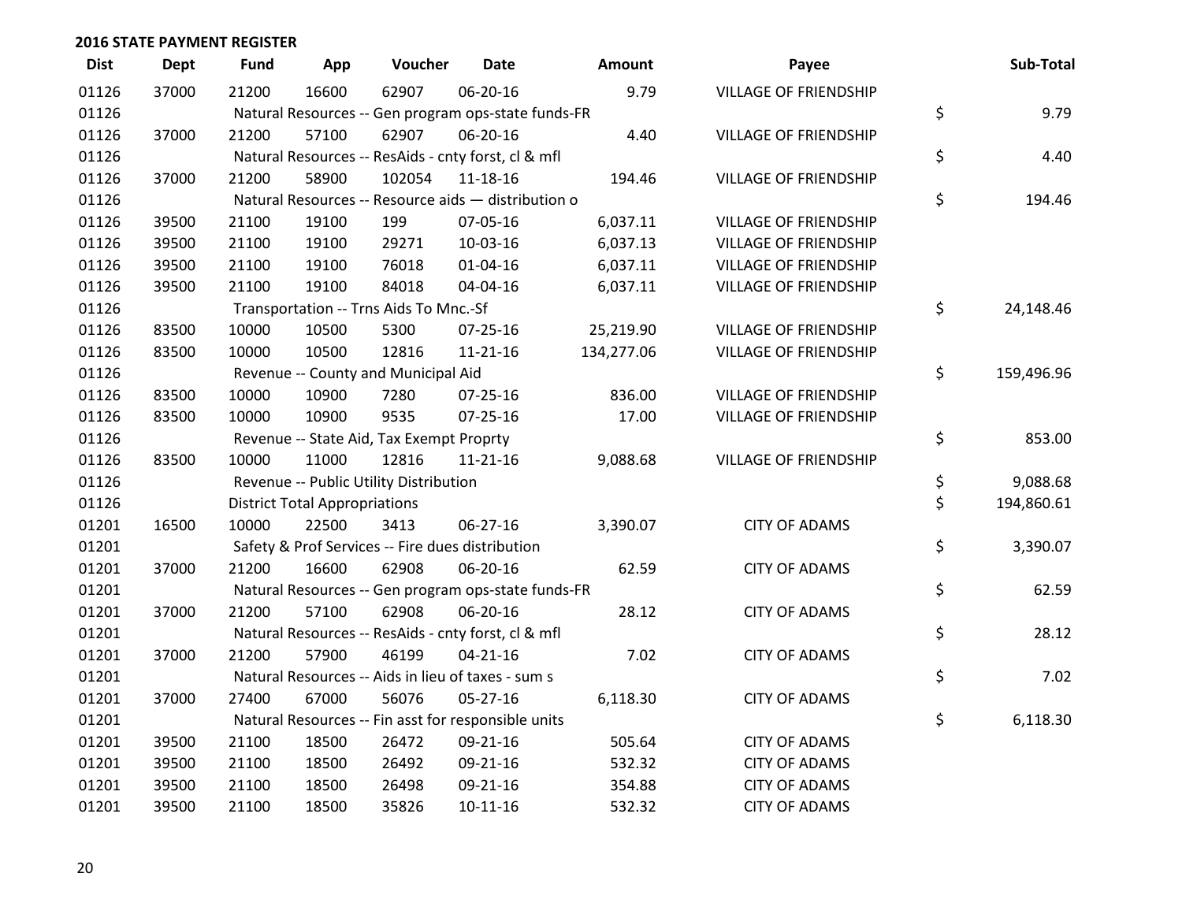**2016 STATE PAYMENT REGISTER**

| Dist | Dept | Fund | App | Voucher | Date | Amount | Payee | Sub-Total |
|---|---|---|---|---|---|---|---|---|
| 01126 | 37000 | 21200 | 16600 | 62907 | 06-20-16 | 9.79 | VILLAGE OF FRIENDSHIP | |
| 01126 | | Natural Resources -- Gen program ops-state funds-FR | | | | | | $ 9.79 |
| 01126 | 37000 | 21200 | 57100 | 62907 | 06-20-16 | 4.40 | VILLAGE OF FRIENDSHIP | |
| 01126 | | Natural Resources -- ResAids - cnty forst, cl & mfl | | | | | | $ 4.40 |
| 01126 | 37000 | 21200 | 58900 | 102054 | 11-18-16 | 194.46 | VILLAGE OF FRIENDSHIP | |
| 01126 | | Natural Resources -- Resource aids — distribution o | | | | | | $ 194.46 |
| 01126 | 39500 | 21100 | 19100 | 199 | 07-05-16 | 6,037.11 | VILLAGE OF FRIENDSHIP | |
| 01126 | 39500 | 21100 | 19100 | 29271 | 10-03-16 | 6,037.13 | VILLAGE OF FRIENDSHIP | |
| 01126 | 39500 | 21100 | 19100 | 76018 | 01-04-16 | 6,037.11 | VILLAGE OF FRIENDSHIP | |
| 01126 | 39500 | 21100 | 19100 | 84018 | 04-04-16 | 6,037.11 | VILLAGE OF FRIENDSHIP | |
| 01126 | | Transportation -- Trns Aids To Mnc.-Sf | | | | | | $ 24,148.46 |
| 01126 | 83500 | 10000 | 10500 | 5300 | 07-25-16 | 25,219.90 | VILLAGE OF FRIENDSHIP | |
| 01126 | 83500 | 10000 | 10500 | 12816 | 11-21-16 | 134,277.06 | VILLAGE OF FRIENDSHIP | |
| 01126 | | Revenue -- County and Municipal Aid | | | | | | $ 159,496.96 |
| 01126 | 83500 | 10000 | 10900 | 7280 | 07-25-16 | 836.00 | VILLAGE OF FRIENDSHIP | |
| 01126 | 83500 | 10000 | 10900 | 9535 | 07-25-16 | 17.00 | VILLAGE OF FRIENDSHIP | |
| 01126 | | Revenue -- State Aid, Tax Exempt Proprty | | | | | | $ 853.00 |
| 01126 | 83500 | 10000 | 11000 | 12816 | 11-21-16 | 9,088.68 | VILLAGE OF FRIENDSHIP | |
| 01126 | | Revenue -- Public Utility Distribution | | | | | | $ 9,088.68 |
| 01126 | | District Total Appropriations | | | | | | $ 194,860.61 |
| 01201 | 16500 | 10000 | 22500 | 3413 | 06-27-16 | 3,390.07 | CITY OF ADAMS | |
| 01201 | | Safety & Prof Services -- Fire dues distribution | | | | | | $ 3,390.07 |
| 01201 | 37000 | 21200 | 16600 | 62908 | 06-20-16 | 62.59 | CITY OF ADAMS | |
| 01201 | | Natural Resources -- Gen program ops-state funds-FR | | | | | | $ 62.59 |
| 01201 | 37000 | 21200 | 57100 | 62908 | 06-20-16 | 28.12 | CITY OF ADAMS | |
| 01201 | | Natural Resources -- ResAids - cnty forst, cl & mfl | | | | | | $ 28.12 |
| 01201 | 37000 | 21200 | 57900 | 46199 | 04-21-16 | 7.02 | CITY OF ADAMS | |
| 01201 | | Natural Resources -- Aids in lieu of taxes - sum s | | | | | | $ 7.02 |
| 01201 | 37000 | 27400 | 67000 | 56076 | 05-27-16 | 6,118.30 | CITY OF ADAMS | |
| 01201 | | Natural Resources -- Fin asst for responsible units | | | | | | $ 6,118.30 |
| 01201 | 39500 | 21100 | 18500 | 26472 | 09-21-16 | 505.64 | CITY OF ADAMS | |
| 01201 | 39500 | 21100 | 18500 | 26492 | 09-21-16 | 532.32 | CITY OF ADAMS | |
| 01201 | 39500 | 21100 | 18500 | 26498 | 09-21-16 | 354.88 | CITY OF ADAMS | |
| 01201 | 39500 | 21100 | 18500 | 35826 | 10-11-16 | 532.32 | CITY OF ADAMS | |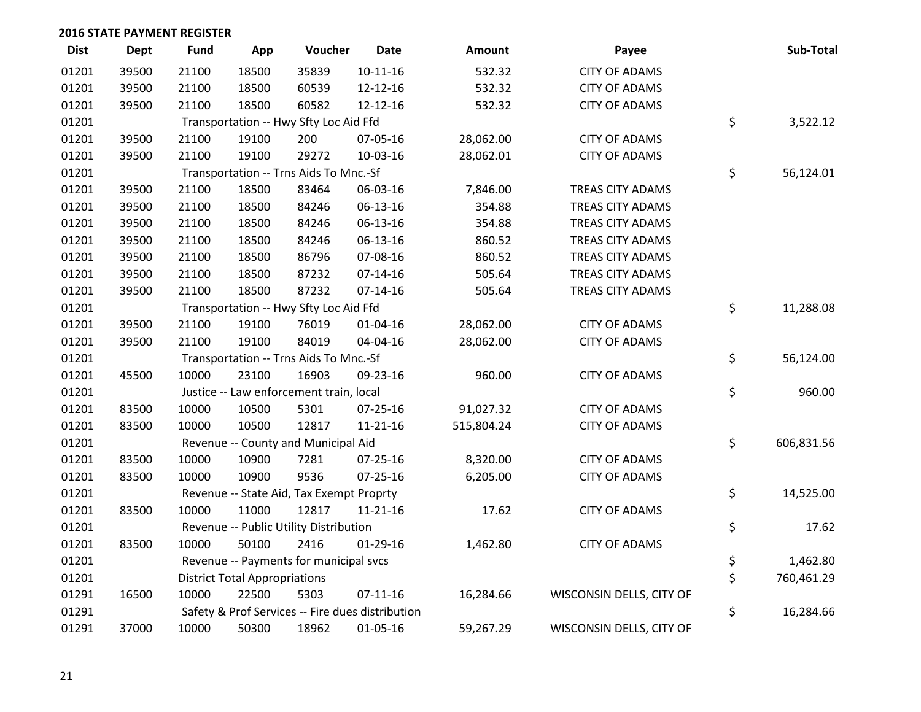**2016 STATE PAYMENT REGISTER**

| Dist | Dept | Fund | App | Voucher | Date | Amount | Payee | | Sub-Total |
|---|---|---|---|---|---|---|---|---|---|
| 01201 | 39500 | 21100 | 18500 | 35839 | 10-11-16 | 532.32 | CITY OF ADAMS | | |
| 01201 | 39500 | 21100 | 18500 | 60539 | 12-12-16 | 532.32 | CITY OF ADAMS | | |
| 01201 | 39500 | 21100 | 18500 | 60582 | 12-12-16 | 532.32 | CITY OF ADAMS | | |
| 01201 | | Transportation -- Hwy Sfty Loc Aid Ffd | | | | | | $ | 3,522.12 |
| 01201 | 39500 | 21100 | 19100 | 200 | 07-05-16 | 28,062.00 | CITY OF ADAMS | | |
| 01201 | 39500 | 21100 | 19100 | 29272 | 10-03-16 | 28,062.01 | CITY OF ADAMS | | |
| 01201 | | Transportation -- Trns Aids To Mnc.-Sf | | | | | | $ | 56,124.01 |
| 01201 | 39500 | 21100 | 18500 | 83464 | 06-03-16 | 7,846.00 | TREAS CITY ADAMS | | |
| 01201 | 39500 | 21100 | 18500 | 84246 | 06-13-16 | 354.88 | TREAS CITY ADAMS | | |
| 01201 | 39500 | 21100 | 18500 | 84246 | 06-13-16 | 354.88 | TREAS CITY ADAMS | | |
| 01201 | 39500 | 21100 | 18500 | 84246 | 06-13-16 | 860.52 | TREAS CITY ADAMS | | |
| 01201 | 39500 | 21100 | 18500 | 86796 | 07-08-16 | 860.52 | TREAS CITY ADAMS | | |
| 01201 | 39500 | 21100 | 18500 | 87232 | 07-14-16 | 505.64 | TREAS CITY ADAMS | | |
| 01201 | 39500 | 21100 | 18500 | 87232 | 07-14-16 | 505.64 | TREAS CITY ADAMS | | |
| 01201 | | Transportation -- Hwy Sfty Loc Aid Ffd | | | | | | $ | 11,288.08 |
| 01201 | 39500 | 21100 | 19100 | 76019 | 01-04-16 | 28,062.00 | CITY OF ADAMS | | |
| 01201 | 39500 | 21100 | 19100 | 84019 | 04-04-16 | 28,062.00 | CITY OF ADAMS | | |
| 01201 | | Transportation -- Trns Aids To Mnc.-Sf | | | | | | $ | 56,124.00 |
| 01201 | 45500 | 10000 | 23100 | 16903 | 09-23-16 | 960.00 | CITY OF ADAMS | | |
| 01201 | | Justice -- Law enforcement train, local | | | | | | $ | 960.00 |
| 01201 | 83500 | 10000 | 10500 | 5301 | 07-25-16 | 91,027.32 | CITY OF ADAMS | | |
| 01201 | 83500 | 10000 | 10500 | 12817 | 11-21-16 | 515,804.24 | CITY OF ADAMS | | |
| 01201 | | Revenue -- County and Municipal Aid | | | | | | $ | 606,831.56 |
| 01201 | 83500 | 10000 | 10900 | 7281 | 07-25-16 | 8,320.00 | CITY OF ADAMS | | |
| 01201 | 83500 | 10000 | 10900 | 9536 | 07-25-16 | 6,205.00 | CITY OF ADAMS | | |
| 01201 | | Revenue -- State Aid, Tax Exempt Proprty | | | | | | $ | 14,525.00 |
| 01201 | 83500 | 10000 | 11000 | 12817 | 11-21-16 | 17.62 | CITY OF ADAMS | | |
| 01201 | | Revenue -- Public Utility Distribution | | | | | | $ | 17.62 |
| 01201 | 83500 | 10000 | 50100 | 2416 | 01-29-16 | 1,462.80 | CITY OF ADAMS | | |
| 01201 | | Revenue -- Payments for municipal svcs | | | | | | $ | 1,462.80 |
| 01201 | | District Total Appropriations | | | | | | $ | 760,461.29 |
| 01291 | 16500 | 10000 | 22500 | 5303 | 07-11-16 | 16,284.66 | WISCONSIN DELLS, CITY OF | | |
| 01291 | | Safety & Prof Services -- Fire dues distribution | | | | | | $ | 16,284.66 |
| 01291 | 37000 | 10000 | 50300 | 18962 | 01-05-16 | 59,267.29 | WISCONSIN DELLS, CITY OF | | |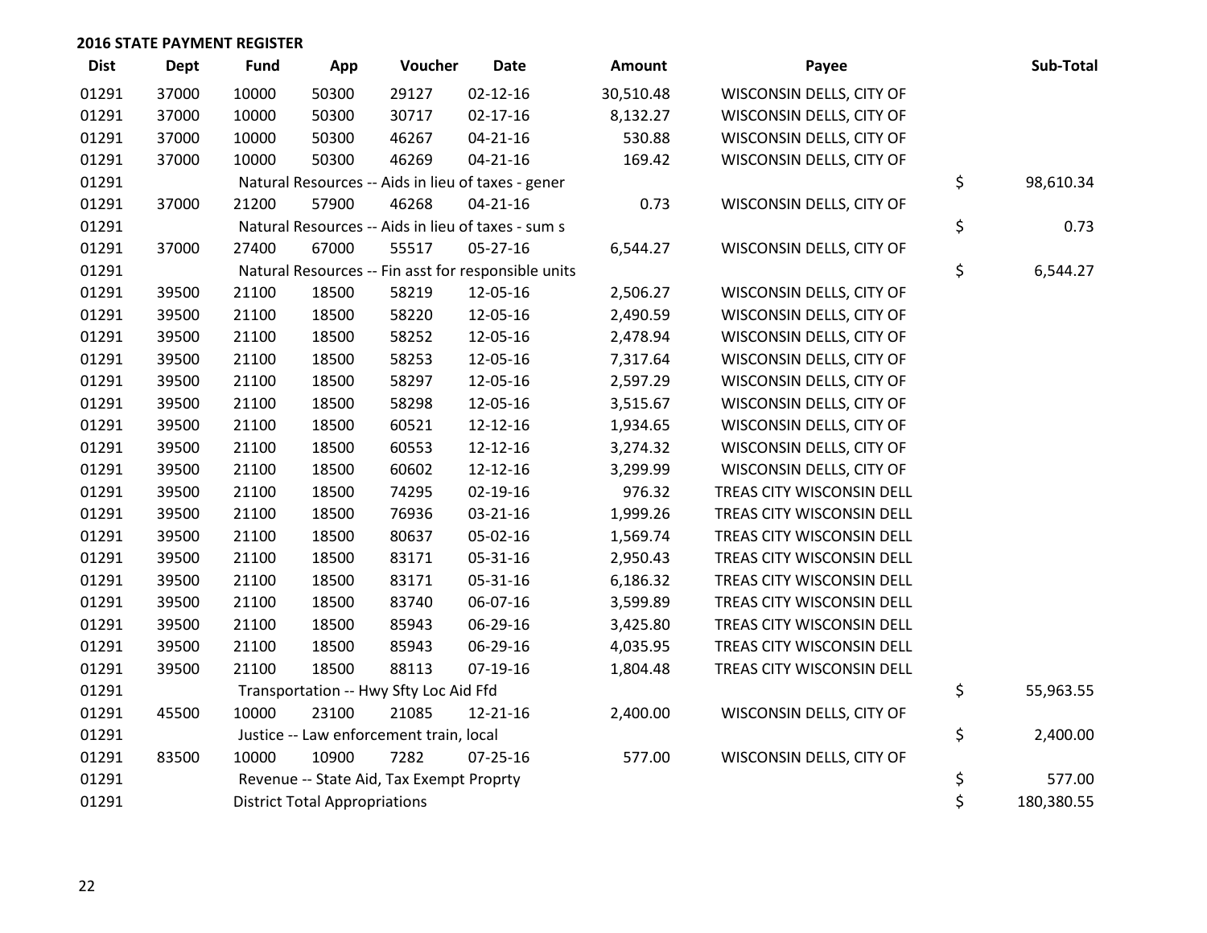## 2016 STATE PAYMENT REGISTER

| Dist | Dept | Fund | App | Voucher | Date | Amount | Payee | Sub-Total |
|---|---|---|---|---|---|---|---|---|
| 01291 | 37000 | 10000 | 50300 | 29127 | 02-12-16 | 30,510.48 | WISCONSIN DELLS, CITY OF | |
| 01291 | 37000 | 10000 | 50300 | 30717 | 02-17-16 | 8,132.27 | WISCONSIN DELLS, CITY OF | |
| 01291 | 37000 | 10000 | 50300 | 46267 | 04-21-16 | 530.88 | WISCONSIN DELLS, CITY OF | |
| 01291 | 37000 | 10000 | 50300 | 46269 | 04-21-16 | 169.42 | WISCONSIN DELLS, CITY OF | |
| 01291 | | Natural Resources -- Aids in lieu of taxes - gener | | | | | | $ 98,610.34 |
| 01291 | 37000 | 21200 | 57900 | 46268 | 04-21-16 | 0.73 | WISCONSIN DELLS, CITY OF | |
| 01291 | | Natural Resources -- Aids in lieu of taxes - sum s | | | | | | $ 0.73 |
| 01291 | 37000 | 27400 | 67000 | 55517 | 05-27-16 | 6,544.27 | WISCONSIN DELLS, CITY OF | |
| 01291 | | Natural Resources -- Fin asst for responsible units | | | | | | $ 6,544.27 |
| 01291 | 39500 | 21100 | 18500 | 58219 | 12-05-16 | 2,506.27 | WISCONSIN DELLS, CITY OF | |
| 01291 | 39500 | 21100 | 18500 | 58220 | 12-05-16 | 2,490.59 | WISCONSIN DELLS, CITY OF | |
| 01291 | 39500 | 21100 | 18500 | 58252 | 12-05-16 | 2,478.94 | WISCONSIN DELLS, CITY OF | |
| 01291 | 39500 | 21100 | 18500 | 58253 | 12-05-16 | 7,317.64 | WISCONSIN DELLS, CITY OF | |
| 01291 | 39500 | 21100 | 18500 | 58297 | 12-05-16 | 2,597.29 | WISCONSIN DELLS, CITY OF | |
| 01291 | 39500 | 21100 | 18500 | 58298 | 12-05-16 | 3,515.67 | WISCONSIN DELLS, CITY OF | |
| 01291 | 39500 | 21100 | 18500 | 60521 | 12-12-16 | 1,934.65 | WISCONSIN DELLS, CITY OF | |
| 01291 | 39500 | 21100 | 18500 | 60553 | 12-12-16 | 3,274.32 | WISCONSIN DELLS, CITY OF | |
| 01291 | 39500 | 21100 | 18500 | 60602 | 12-12-16 | 3,299.99 | WISCONSIN DELLS, CITY OF | |
| 01291 | 39500 | 21100 | 18500 | 74295 | 02-19-16 | 976.32 | TREAS CITY WISCONSIN DELL | |
| 01291 | 39500 | 21100 | 18500 | 76936 | 03-21-16 | 1,999.26 | TREAS CITY WISCONSIN DELL | |
| 01291 | 39500 | 21100 | 18500 | 80637 | 05-02-16 | 1,569.74 | TREAS CITY WISCONSIN DELL | |
| 01291 | 39500 | 21100 | 18500 | 83171 | 05-31-16 | 2,950.43 | TREAS CITY WISCONSIN DELL | |
| 01291 | 39500 | 21100 | 18500 | 83171 | 05-31-16 | 6,186.32 | TREAS CITY WISCONSIN DELL | |
| 01291 | 39500 | 21100 | 18500 | 83740 | 06-07-16 | 3,599.89 | TREAS CITY WISCONSIN DELL | |
| 01291 | 39500 | 21100 | 18500 | 85943 | 06-29-16 | 3,425.80 | TREAS CITY WISCONSIN DELL | |
| 01291 | 39500 | 21100 | 18500 | 85943 | 06-29-16 | 4,035.95 | TREAS CITY WISCONSIN DELL | |
| 01291 | 39500 | 21100 | 18500 | 88113 | 07-19-16 | 1,804.48 | TREAS CITY WISCONSIN DELL | |
| 01291 | | Transportation -- Hwy Sfty Loc Aid Ffd | | | | | | $ 55,963.55 |
| 01291 | 45500 | 10000 | 23100 | 21085 | 12-21-16 | 2,400.00 | WISCONSIN DELLS, CITY OF | |
| 01291 | | Justice -- Law enforcement train, local | | | | | | $ 2,400.00 |
| 01291 | 83500 | 10000 | 10900 | 7282 | 07-25-16 | 577.00 | WISCONSIN DELLS, CITY OF | |
| 01291 | | Revenue -- State Aid, Tax Exempt Proprty | | | | | | $ 577.00 |
| 01291 | | District Total Appropriations | | | | | | $ 180,380.55 |